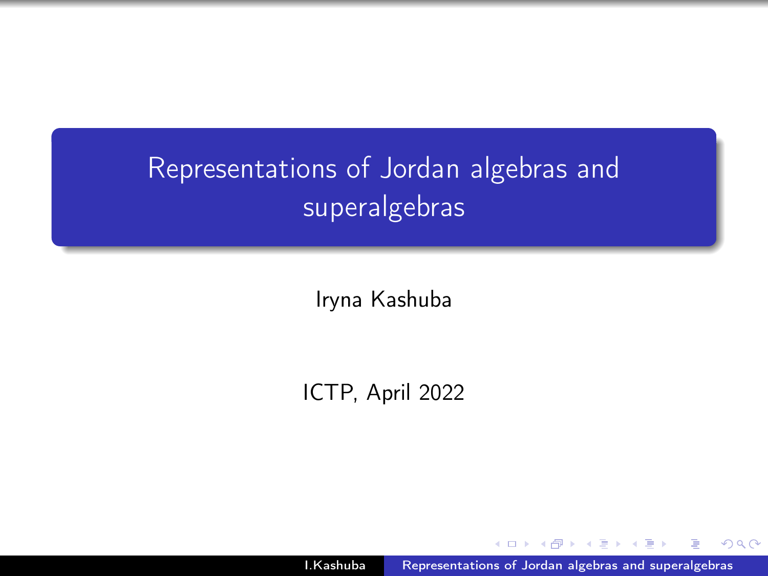# Representations of Jordan algebras and superalgebras

Iryna Kashuba

ICTP, April 2022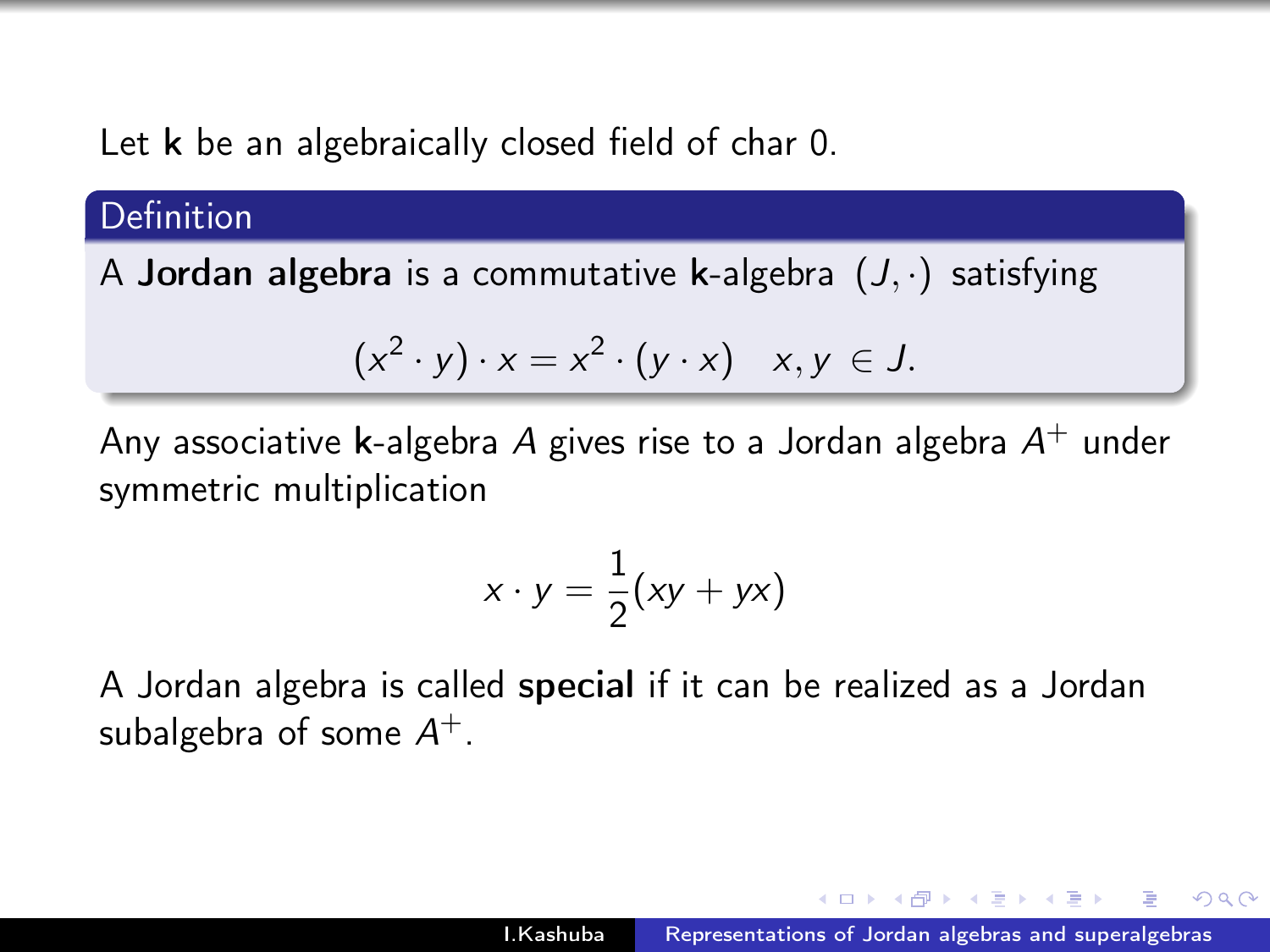Let $\mathbf{k}$ be an algebraically closed field of char 0.

**Definition**

A **Jordan algebra** is a commutative $\mathbf{k}$-algebra $(J, \cdot)$ satisfying

$$(x^2 \cdot y) \cdot x = x^2 \cdot (y \cdot x) \quad x, y \in J.$$

Any associative $\mathbf{k}$-algebra $A$ gives rise to a Jordan algebra $A^+$ under symmetric multiplication

$$x \cdot y = \frac{1}{2}(xy + yx)$$

A Jordan algebra is called **special** if it can be realized as a Jordan subalgebra of some $A^+$.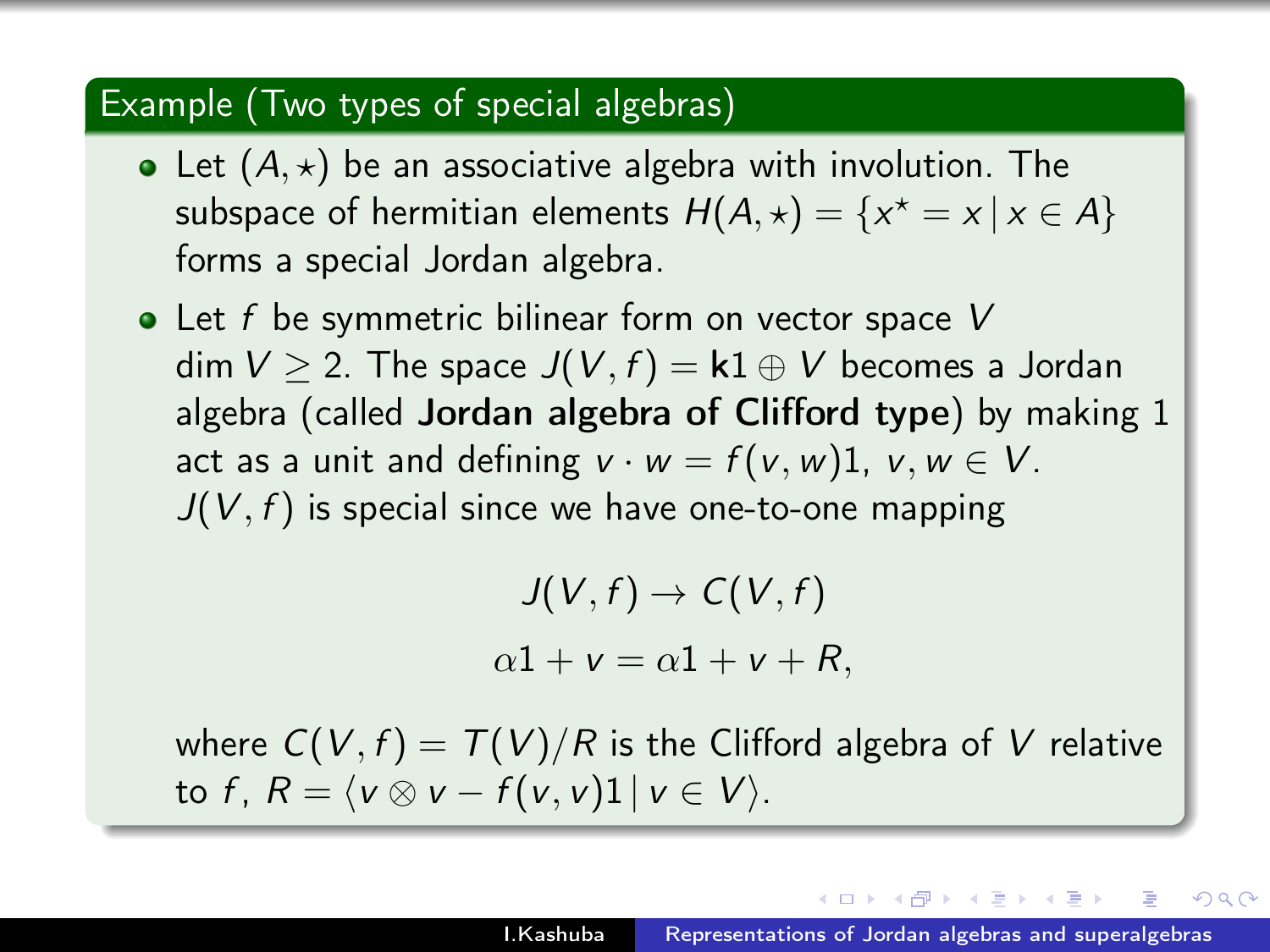### Example (Two types of special algebras)

- Let $(A, \star)$ be an associative algebra with involution. The subspace of hermitian elements $H(A, \star) = \{x^\star = x \,|\, x \in A\}$ forms a special Jordan algebra.
- Let $f$ be symmetric bilinear form on vector space $V$ $\dim V \geq 2$. The space $J(V, f) = \mathbf{k}1 \oplus V$ becomes a Jordan algebra (called **Jordan algebra of Clifford type**) by making 1 act as a unit and defining $v \cdot w = f(v, w)1$, $v, w \in V$. $J(V, f)$ is special since we have one-to-one mapping

$$J(V, f) \to C(V, f)$$
$$\alpha 1 + v = \alpha 1 + v + R,$$

where $C(V, f) = T(V)/R$ is the Clifford algebra of $V$ relative to $f$, $R = \langle v \otimes v - f(v, v)1 \,|\, v \in V \rangle$.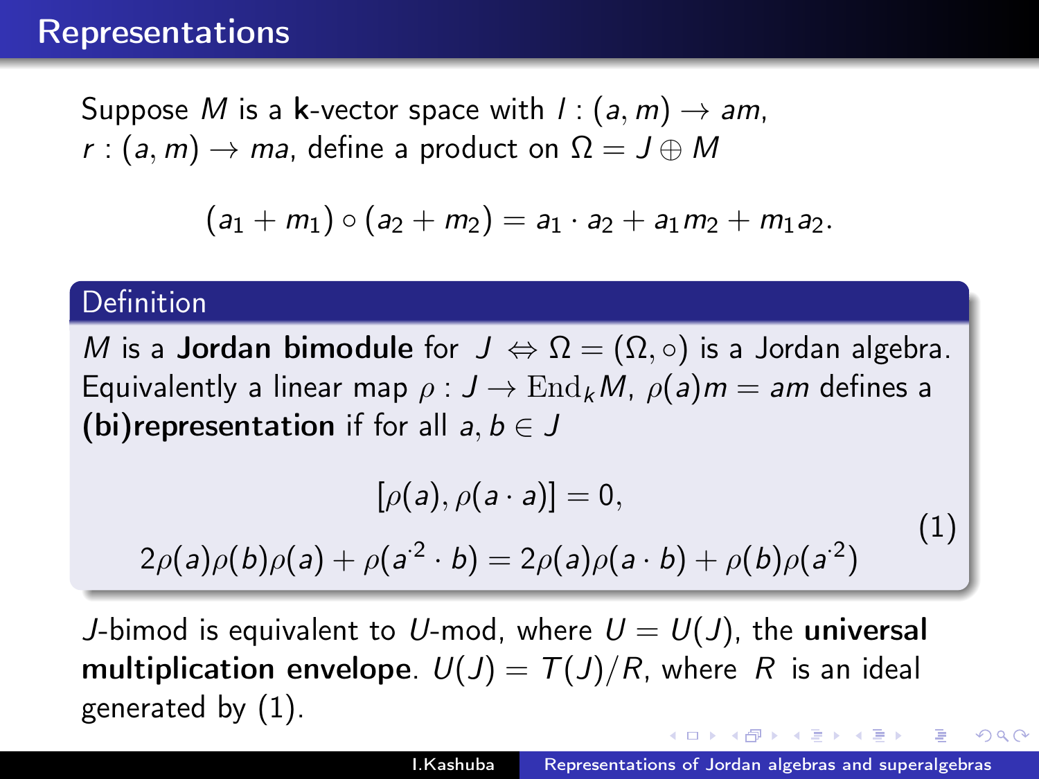## Representations

Suppose $M$ is a **k**-vector space with $l : (a, m) \to am$, $r : (a, m) \to ma$, define a product on $\Omega = J \oplus M$

$$(a_1 + m_1) \circ (a_2 + m_2) = a_1 \cdot a_2 + a_1 m_2 + m_1 a_2.$$

**Definition**

$M$ is a **Jordan bimodule** for $J \Leftrightarrow \Omega = (\Omega, \circ)$ is a Jordan algebra. Equivalently a linear map $\rho : J \to \mathrm{End}_k M$, $\rho(a)m = am$ defines a **(bi)representation** if for all $a, b \in J$

$$\begin{aligned} &[\rho(a), \rho(a \cdot a)] = 0, \\ &2\rho(a)\rho(b)\rho(a) + \rho(a^{\cdot 2} \cdot b) = 2\rho(a)\rho(a \cdot b) + \rho(b)\rho(a^{\cdot 2}) \end{aligned} \tag{1}$$

$J$-bimod is equivalent to $U$-mod, where $U = U(J)$, the **universal multiplication envelope**. $U(J) = T(J)/R$, where $R$ is an ideal generated by (1).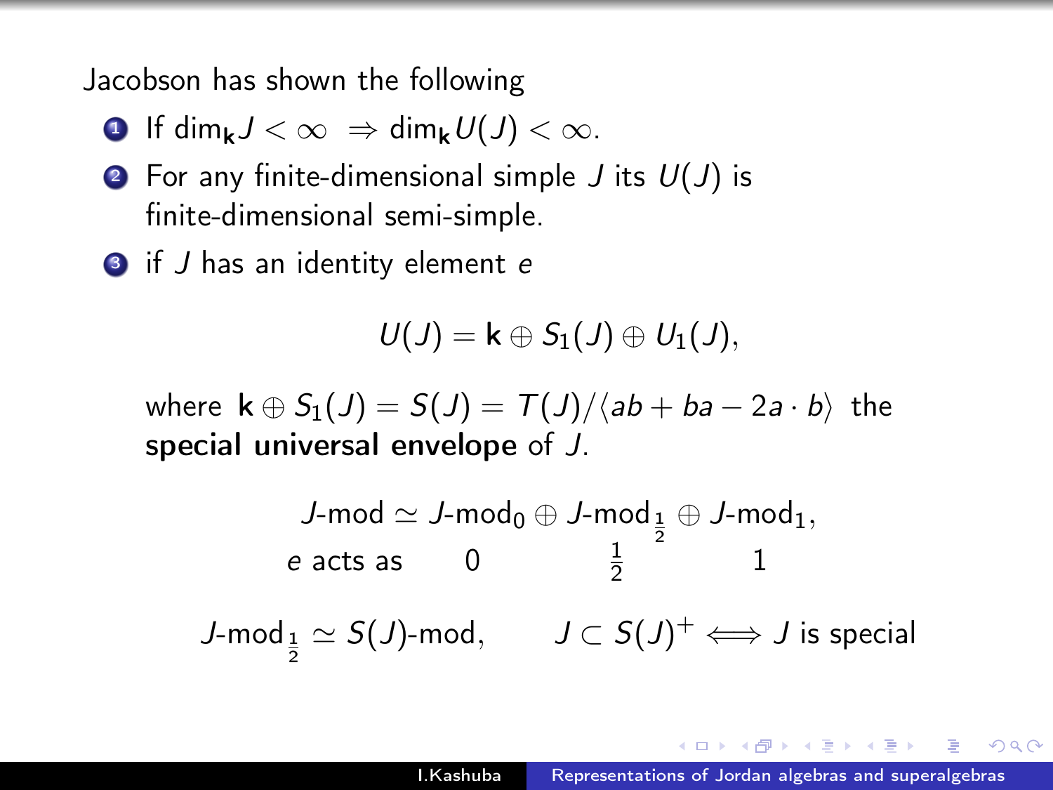Jacobson has shown the following

1. If $\dim_{\mathbf{k}} J < \infty \ \Rightarrow \dim_{\mathbf{k}} U(J) < \infty$.
2. For any finite-dimensional simple $J$ its $U(J)$ is finite-dimensional semi-simple.
3. if $J$ has an identity element $e$

$$U(J) = \mathbf{k} \oplus S_1(J) \oplus U_1(J),$$

where $\mathbf{k} \oplus S_1(J) = S(J) = T(J)/\langle ab + ba - 2a \cdot b \rangle$ the **special universal envelope** of $J$.

$$\begin{array}{cccc} J\text{-mod} \simeq & J\text{-mod}_0 \oplus & J\text{-mod}_{\frac{1}{2}} \oplus & J\text{-mod}_1, \\ e \text{ acts as} & 0 & \frac{1}{2} & 1 \end{array}$$

$$J\text{-mod}_{\frac{1}{2}} \simeq S(J)\text{-mod}, \qquad J \subset S(J)^+ \iff J \text{ is special}$$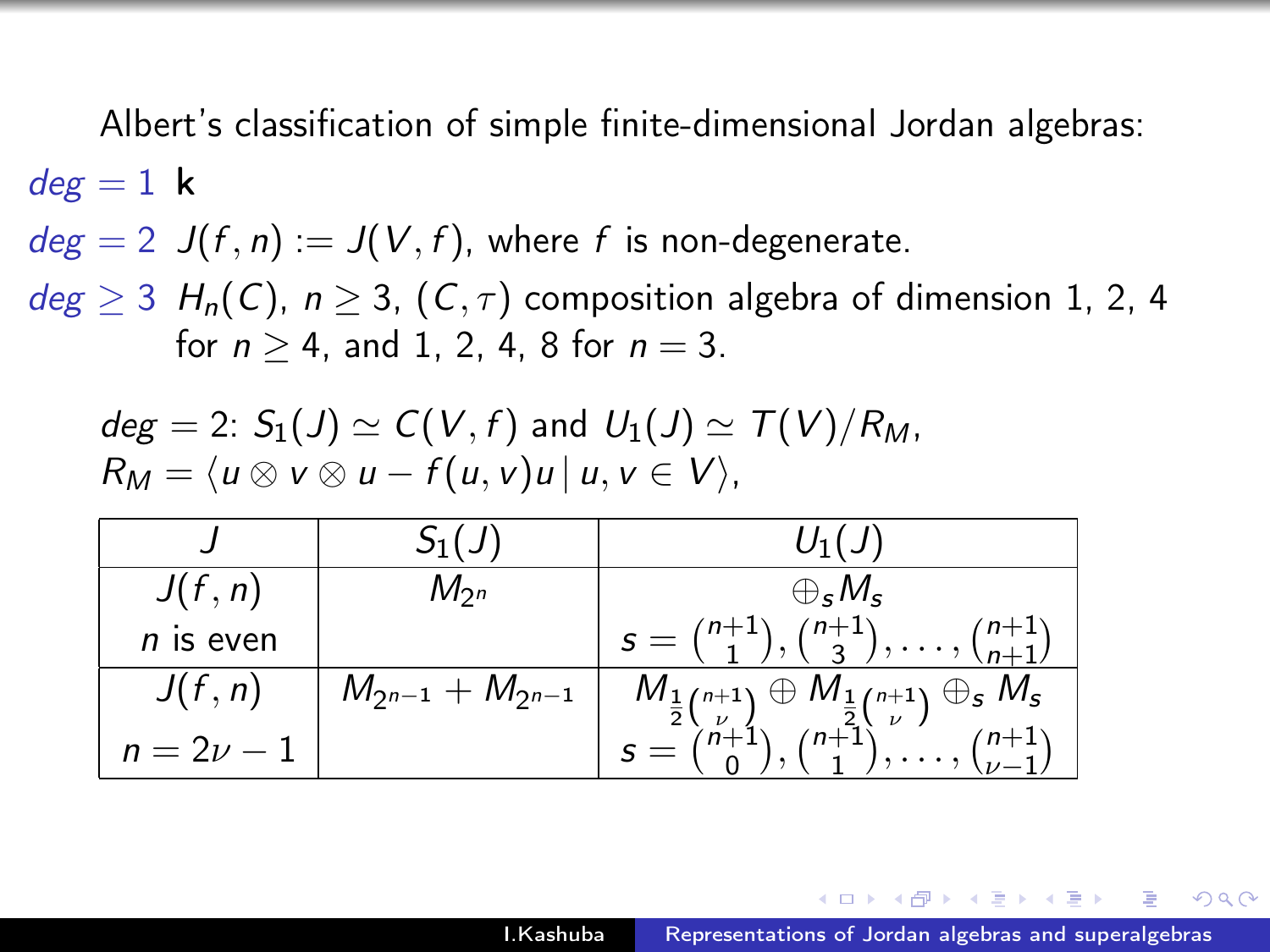Albert's classification of simple finite-dimensional Jordan algebras:

*deg* $= 1$ **k**

*deg* $= 2$ $J(f,n) := J(V,f)$, where $f$ is non-degenerate.

*deg* $\geq 3$ $H_n(C)$, $n \geq 3$, $(C,\tau)$ composition algebra of dimension 1, 2, 4 for $n \geq 4$, and 1, 2, 4, 8 for $n = 3$.

*deg* $= 2$: $S_1(J) \simeq C(V,f)$ and $U_1(J) \simeq T(V)/R_M$,
$R_M = \langle u \otimes v \otimes u - f(u,v)u \,|\, u, v \in V \rangle$,

| $J$ | $S_1(J)$ | $U_1(J)$ |
|---|---|---|
| $J(f,n)$, $n$ is even | $M_{2^n}$ | $\oplus_s M_s$, $s = \binom{n+1}{1}, \binom{n+1}{3}, \ldots, \binom{n+1}{n+1}$ |
| $J(f,n)$, $n = 2\nu - 1$ | $M_{2^{n-1}} + M_{2^{n-1}}$ | $M_{\frac{1}{2}\binom{n+1}{\nu}} \oplus M_{\frac{1}{2}\binom{n+1}{\nu}} \oplus_s M_s$, $s = \binom{n+1}{0}, \binom{n+1}{1}, \ldots, \binom{n+1}{\nu-1}$ |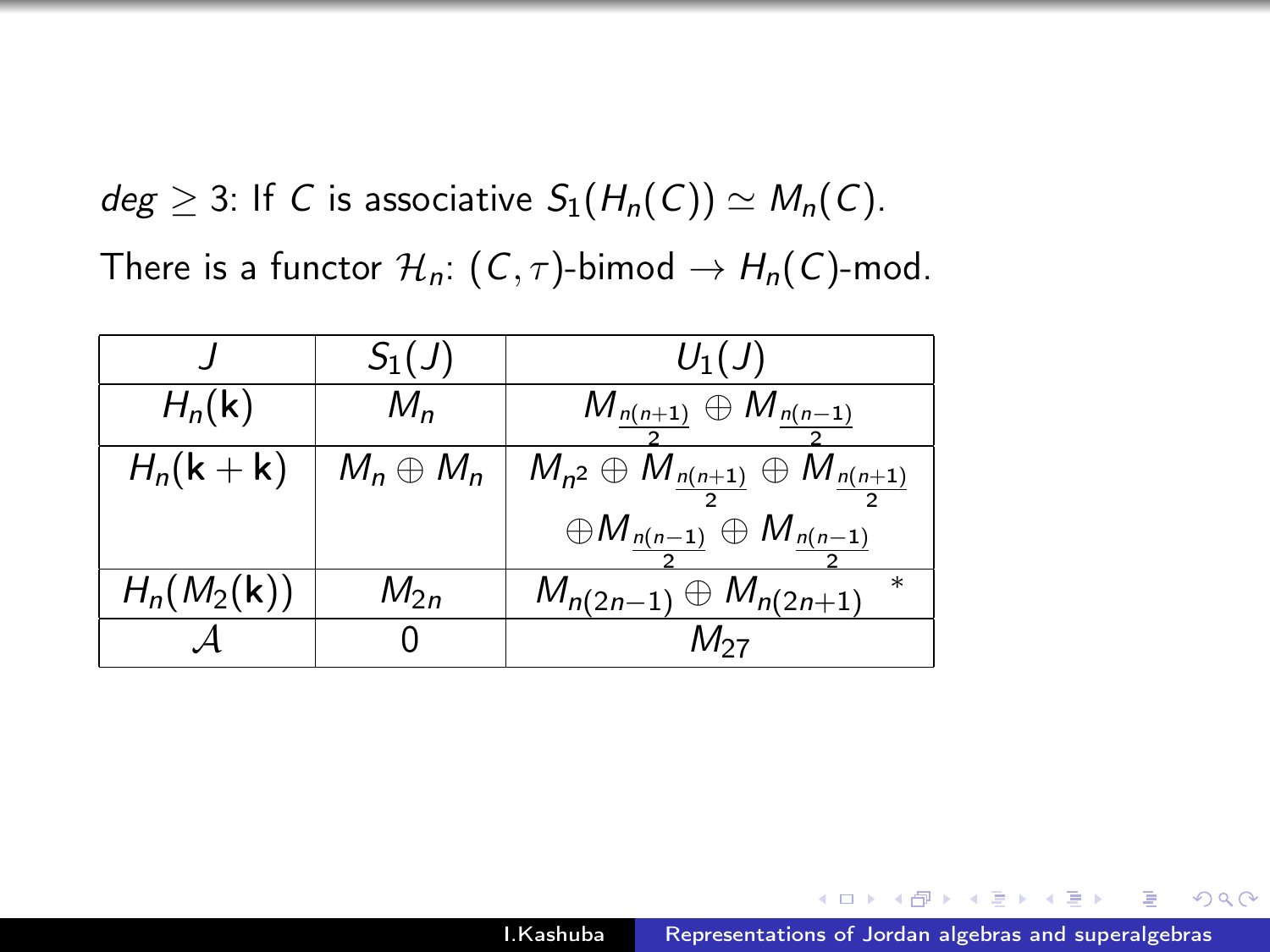*deg* $\geq 3$: If $C$ is associative $S_1(H_n(C)) \simeq M_n(C)$.

There is a functor $\mathcal{H}_n$: $(C, \tau)$-bimod $\to H_n(C)$-mod.

| $J$ | $S_1(J)$ | $U_1(J)$ |
|---|---|---|
| $H_n(\mathbf{k})$ | $M_n$ | $M_{\frac{n(n+1)}{2}} \oplus M_{\frac{n(n-1)}{2}}$ |
| $H_n(\mathbf{k}+\mathbf{k})$ | $M_n \oplus M_n$ | $M_{n^2} \oplus M_{\frac{n(n+1)}{2}} \oplus M_{\frac{n(n+1)}{2}}$ $\oplus M_{\frac{n(n-1)}{2}} \oplus M_{\frac{n(n-1)}{2}}$ |
| $H_n(M_2(\mathbf{k}))$ | $M_{2n}$ | $M_{n(2n-1)} \oplus M_{n(2n+1)}$ * |
| $\mathcal{A}$ | 0 | $M_{27}$ |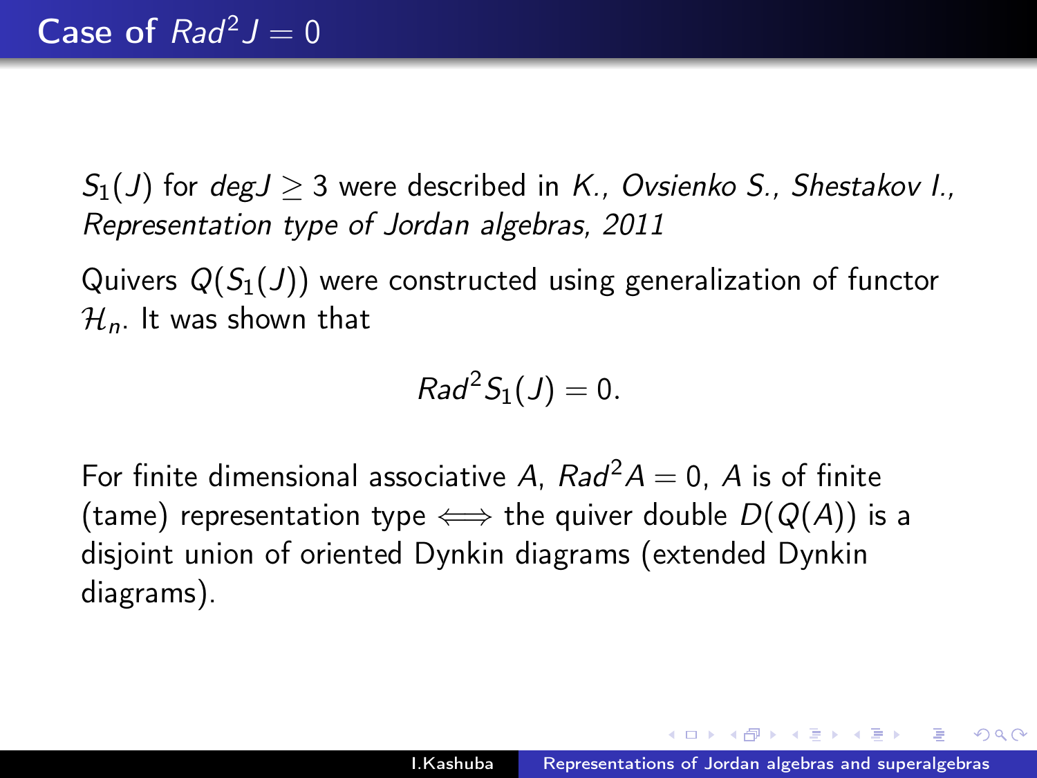# Case of $Rad^2 J = 0$

$S_1(J)$ for $deg J \geq 3$ were described in *K., Ovsienko S., Shestakov I., Representation type of Jordan algebras, 2011*

Quivers $Q(S_1(J))$ were constructed using generalization of functor $\mathcal{H}_n$. It was shown that

$$Rad^2 S_1(J) = 0.$$

For finite dimensional associative $A$, $Rad^2 A = 0$, $A$ is of finite (tame) representation type $\iff$ the quiver double $D(Q(A))$ is a disjoint union of oriented Dynkin diagrams (extended Dynkin diagrams).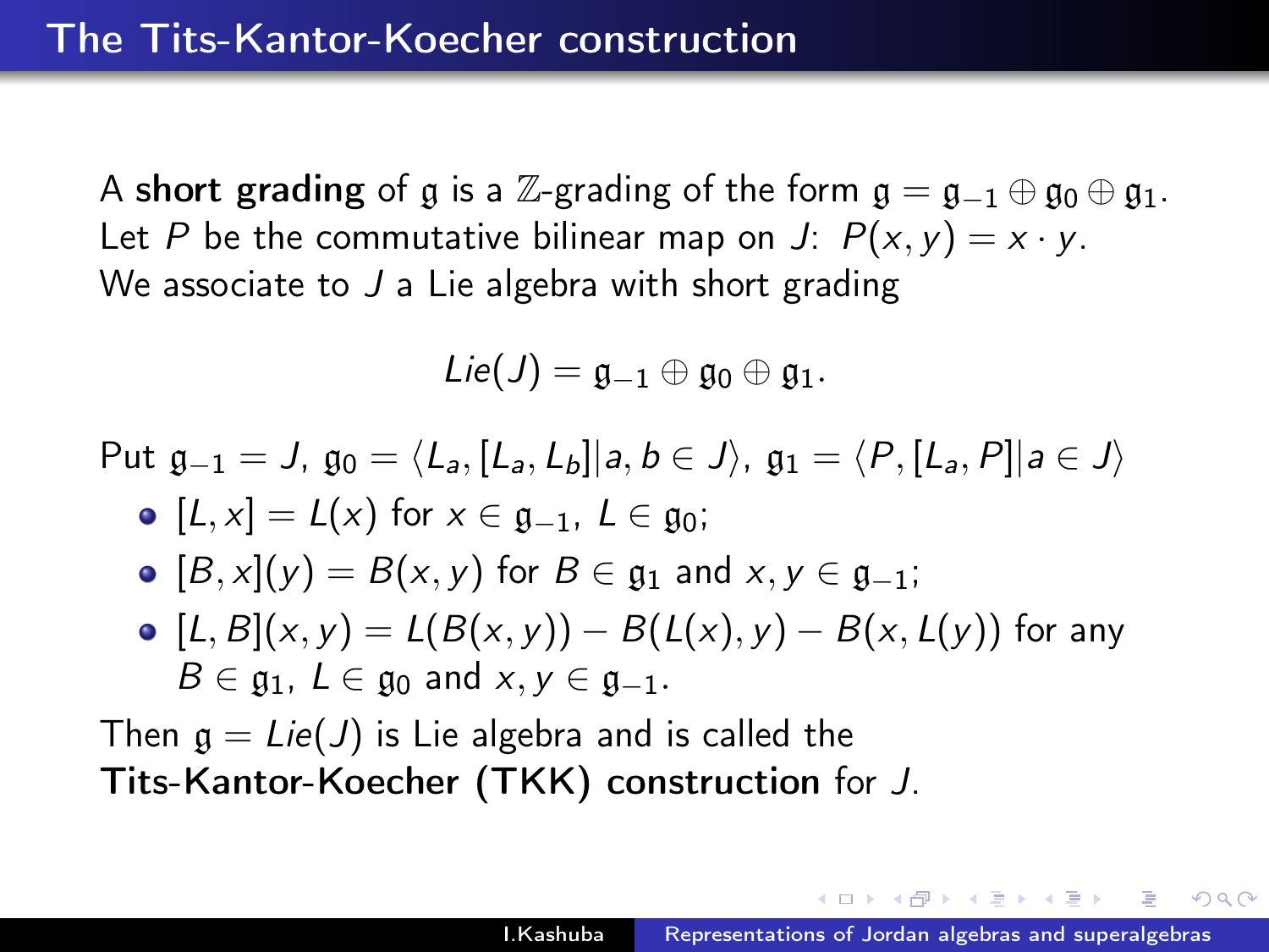# The Tits-Kantor-Koecher construction

A **short grading** of $\mathfrak{g}$ is a $\mathbb{Z}$-grading of the form $\mathfrak{g} = \mathfrak{g}_{-1} \oplus \mathfrak{g}_0 \oplus \mathfrak{g}_1$.
Let $P$ be the commutative bilinear map on $J$: $P(x, y) = x \cdot y$.
We associate to $J$ a Lie algebra with short grading

$$Lie(J) = \mathfrak{g}_{-1} \oplus \mathfrak{g}_0 \oplus \mathfrak{g}_1.$$

Put $\mathfrak{g}_{-1} = J$, $\mathfrak{g}_0 = \langle L_a, [L_a, L_b] | a, b \in J \rangle$, $\mathfrak{g}_1 = \langle P, [L_a, P] | a \in J \rangle$

- $[L, x] = L(x)$ for $x \in \mathfrak{g}_{-1}$, $L \in \mathfrak{g}_0$;
- $[B, x](y) = B(x, y)$ for $B \in \mathfrak{g}_1$ and $x, y \in \mathfrak{g}_{-1}$;
- $[L, B](x, y) = L(B(x, y)) - B(L(x), y) - B(x, L(y))$ for any $B \in \mathfrak{g}_1$, $L \in \mathfrak{g}_0$ and $x, y \in \mathfrak{g}_{-1}$.

Then $\mathfrak{g} = Lie(J)$ is Lie algebra and is called the **Tits-Kantor-Koecher (TKK) construction** for $J$.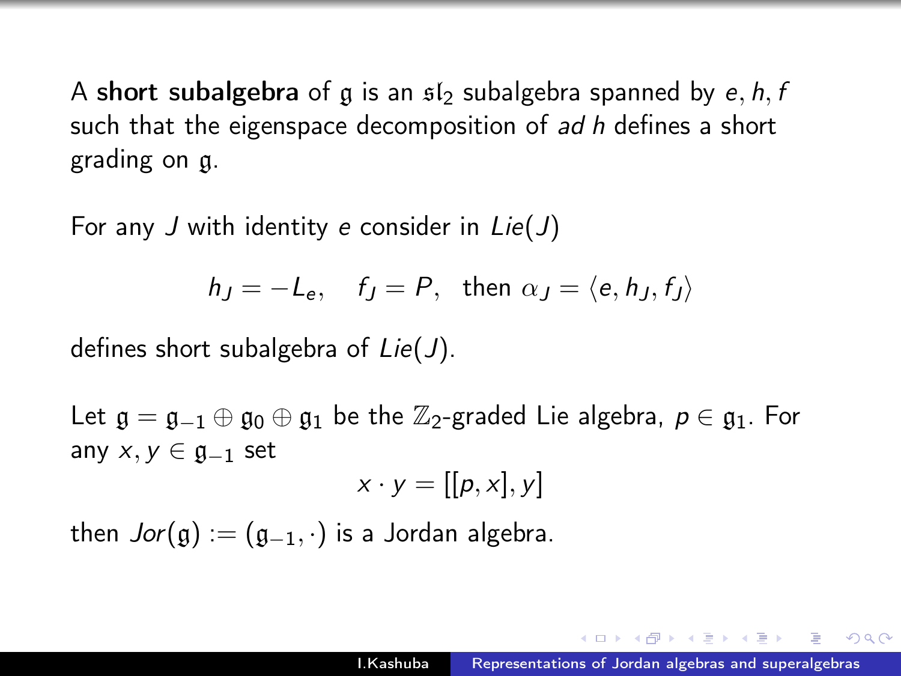A **short subalgebra** of $\mathfrak{g}$ is an $\mathfrak{sl}_2$ subalgebra spanned by $e, h, f$ such that the eigenspace decomposition of *ad* $h$ defines a short grading on $\mathfrak{g}$.

For any $J$ with identity $e$ consider in $Lie(J)$

$$h_J = -L_e, \quad f_J = P, \quad \text{then } \alpha_J = \langle e, h_J, f_J \rangle$$

defines short subalgebra of $Lie(J)$.

Let $\mathfrak{g} = \mathfrak{g}_{-1} \oplus \mathfrak{g}_0 \oplus \mathfrak{g}_1$ be the $\mathbb{Z}_2$-graded Lie algebra, $p \in \mathfrak{g}_1$. For any $x, y \in \mathfrak{g}_{-1}$ set

$$x \cdot y = [[p, x], y]$$

then $Jor(\mathfrak{g}) := (\mathfrak{g}_{-1}, \cdot)$ is a Jordan algebra.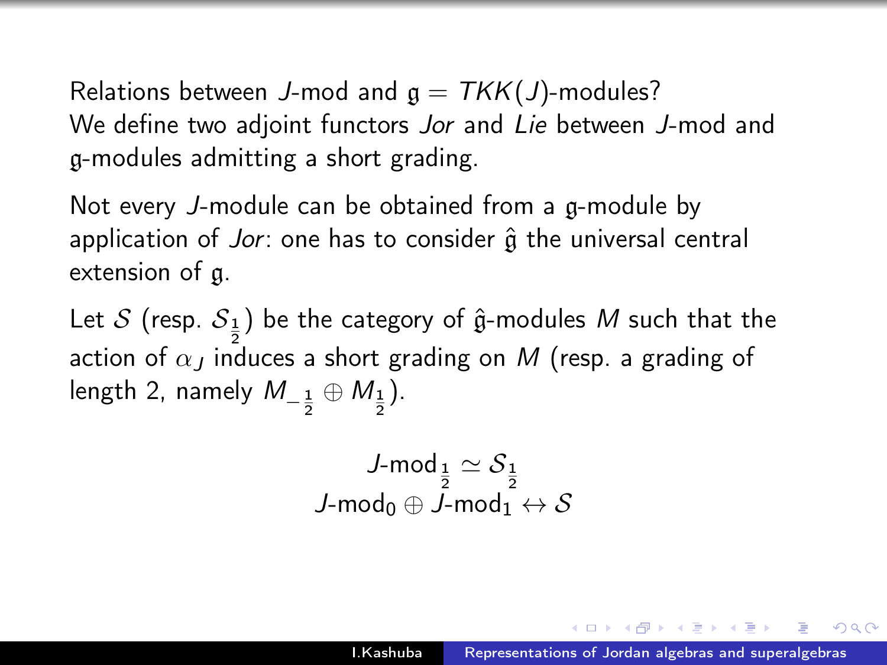Relations between $J$-mod and $\mathfrak{g} = TKK(J)$-modules?
We define two adjoint functors *Jor* and *Lie* between $J$-mod and $\mathfrak{g}$-modules admitting a short grading.

Not every $J$-module can be obtained from a $\mathfrak{g}$-module by application of *Jor*: one has to consider $\hat{\mathfrak{g}}$ the universal central extension of $\mathfrak{g}$.

Let $\mathcal{S}$ (resp. $\mathcal{S}_{\frac{1}{2}}$) be the category of $\hat{\mathfrak{g}}$-modules $M$ such that the action of $\alpha_J$ induces a short grading on $M$ (resp. a grading of length 2, namely $M_{-\frac{1}{2}} \oplus M_{\frac{1}{2}}$).

$$J\text{-mod}_{\frac{1}{2}} \simeq \mathcal{S}_{\frac{1}{2}}$$
$$J\text{-mod}_0 \oplus J\text{-mod}_1 \leftrightarrow \mathcal{S}$$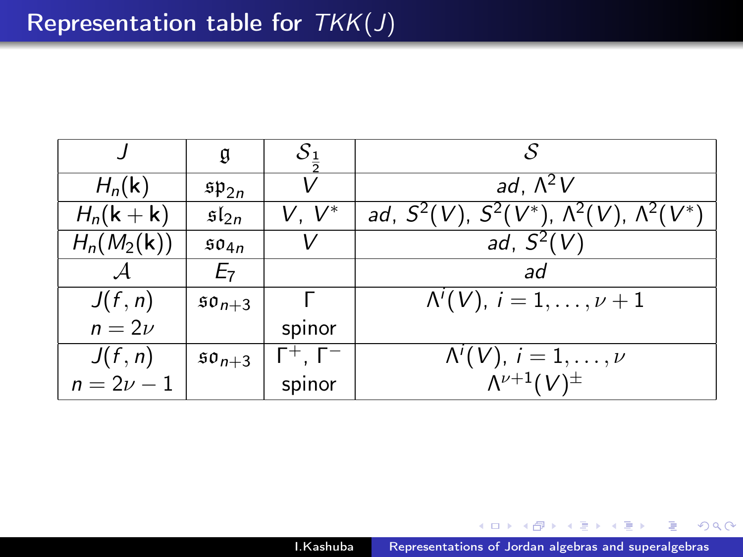# Representation table for $TKK(J)$

| $J$ | $\mathfrak{g}$ | $\mathcal{S}_{\frac{1}{2}}$ | $\mathcal{S}$ |
|---|---|---|---|
| $H_n(\mathbf{k})$ | $\mathfrak{sp}_{2n}$ | $V$ | $ad$, $\Lambda^2 V$ |
| $H_n(\mathbf{k}+\mathbf{k})$ | $\mathfrak{sl}_{2n}$ | $V$, $V^*$ | $ad$, $S^2(V)$, $S^2(V^*)$, $\Lambda^2(V)$, $\Lambda^2(V^*)$ |
| $H_n(M_2(\mathbf{k}))$ | $\mathfrak{so}_{4n}$ | $V$ | $ad$, $S^2(V)$ |
| $\mathcal{A}$ | $E_7$ | | $ad$ |
| $J(f,n)$ $n=2\nu$ | $\mathfrak{so}_{n+3}$ | $\Gamma$ spinor | $\Lambda^i(V)$, $i=1,\dots,\nu+1$ |
| $J(f,n)$ $n=2\nu-1$ | $\mathfrak{so}_{n+3}$ | $\Gamma^+$, $\Gamma^-$ spinor | $\Lambda^i(V)$, $i=1,\dots,\nu$ $\Lambda^{\nu+1}(V)^{\pm}$ |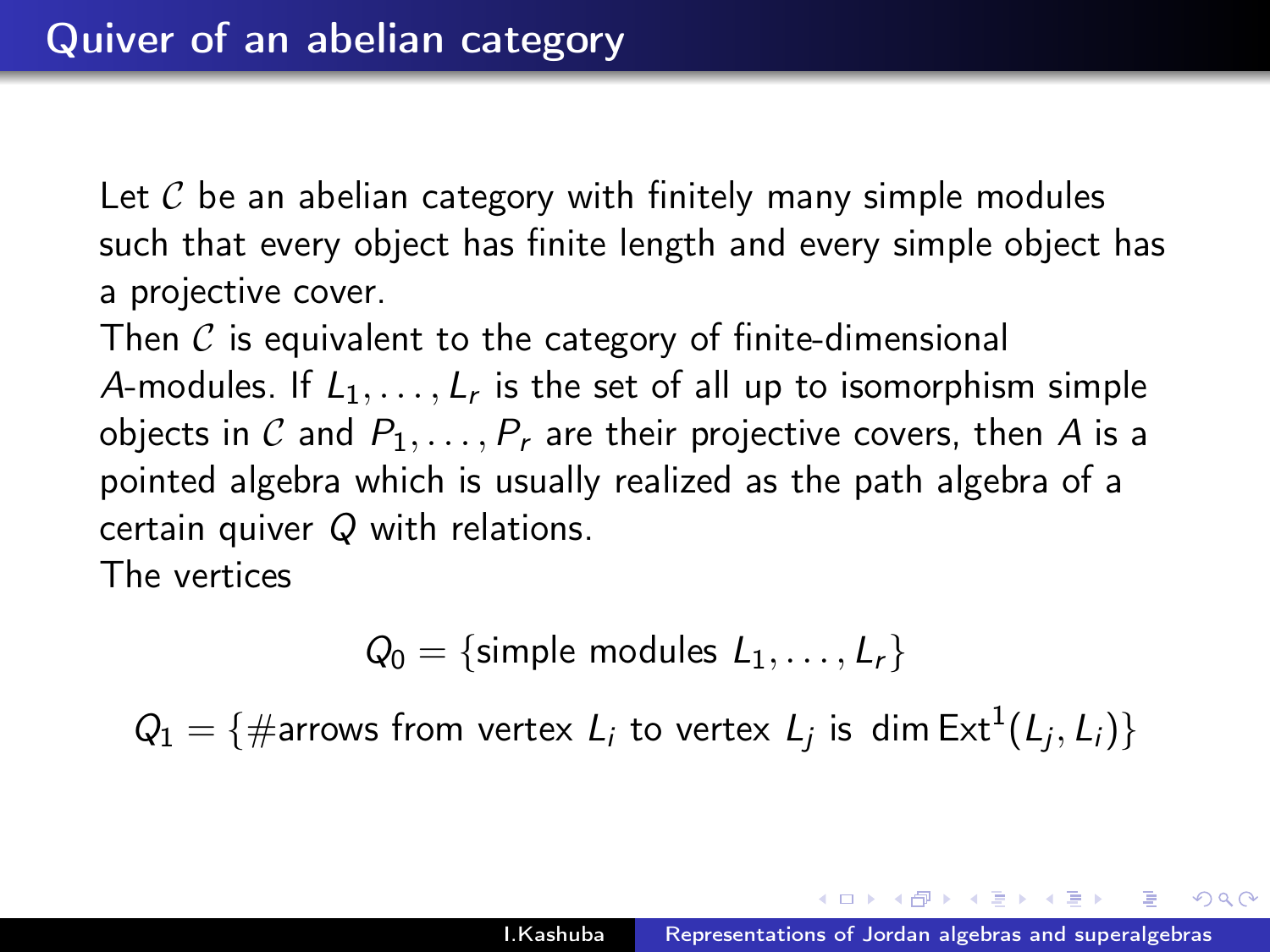## Quiver of an abelian category

Let $\mathcal{C}$ be an abelian category with finitely many simple modules such that every object has finite length and every simple object has a projective cover.
Then $\mathcal{C}$ is equivalent to the category of finite-dimensional $A$-modules. If $L_1, \ldots, L_r$ is the set of all up to isomorphism simple objects in $\mathcal{C}$ and $P_1, \ldots, P_r$ are their projective covers, then $A$ is a pointed algebra which is usually realized as the path algebra of a certain quiver $Q$ with relations.
The vertices

$$Q_0 = \{\text{simple modules } L_1, \ldots, L_r\}$$

$$Q_1 = \{\#\text{arrows from vertex } L_i \text{ to vertex } L_j \text{ is } \dim \operatorname{Ext}^1(L_j, L_i)\}$$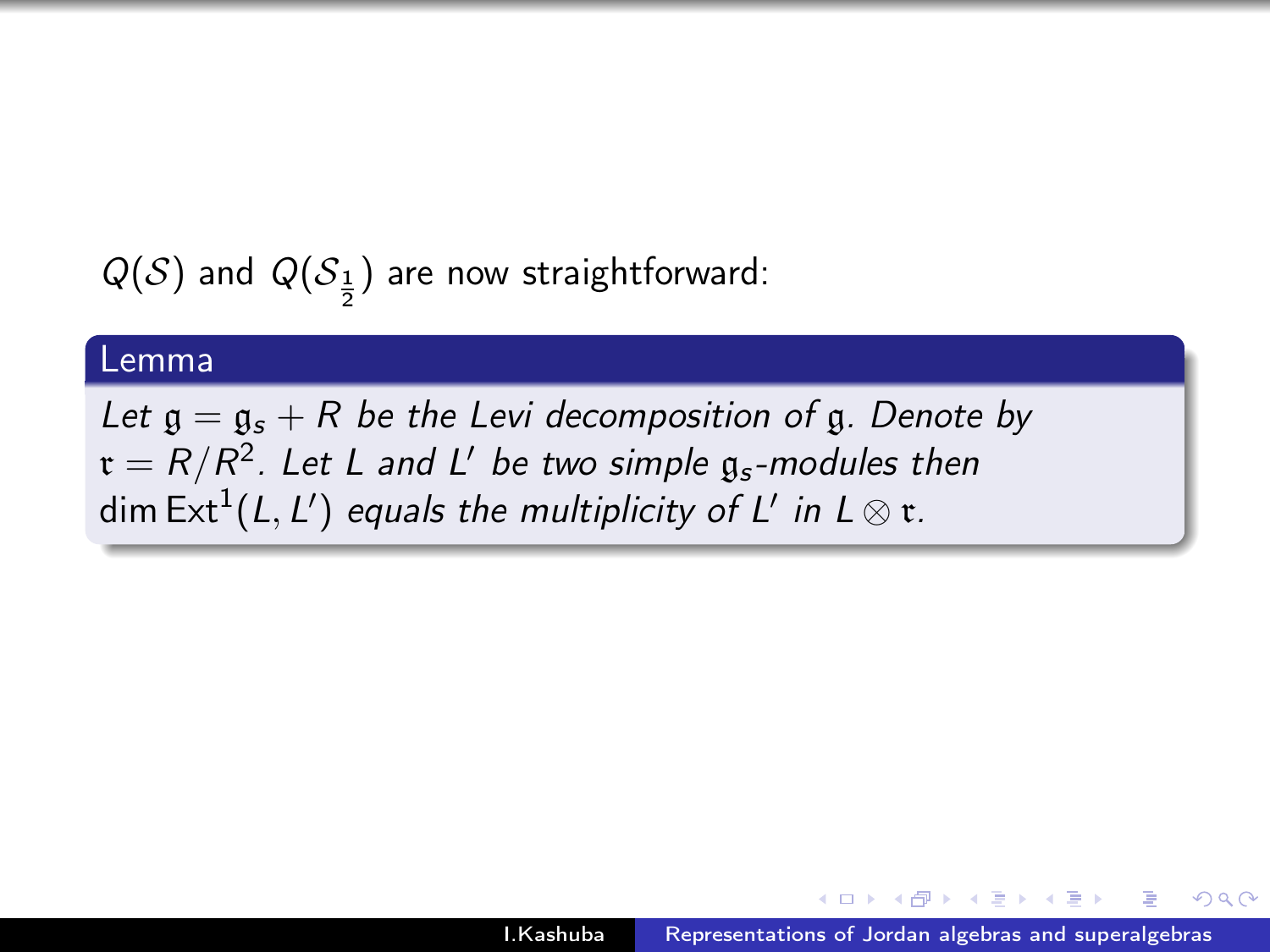$Q(\mathcal{S})$ and $Q(\mathcal{S}_{\frac{1}{2}})$ are now straightforward:

**Lemma**

*Let $\mathfrak{g} = \mathfrak{g}_s + R$ be the Levi decomposition of $\mathfrak{g}$. Denote by $\mathfrak{r} = R/R^2$. Let $L$ and $L'$ be two simple $\mathfrak{g}_s$-modules then $\dim \operatorname{Ext}^1(L, L')$ equals the multiplicity of $L'$ in $L \otimes \mathfrak{r}$.*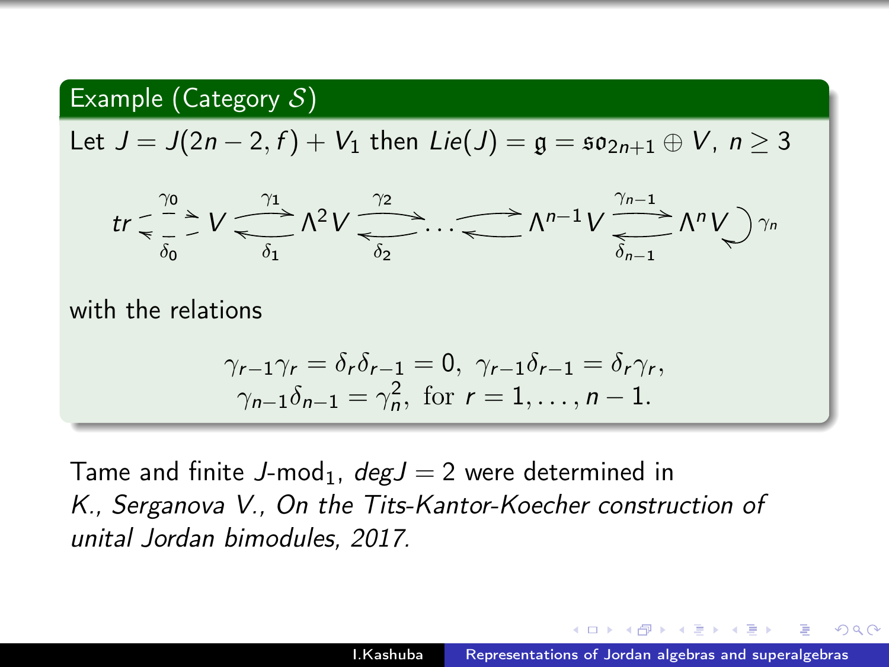### Example (Category $\mathcal{S}$)

Let $J = J(2n-2, f) + V_1$ then $Lie(J) = \mathfrak{g} = \mathfrak{so}_{2n+1} \oplus V, \ n \geq 3$

$$tr \underset{\delta_0}{\overset{\gamma_0}{\rightleftarrows}} V \underset{\delta_1}{\overset{\gamma_1}{\rightleftarrows}} \Lambda^2 V \underset{\delta_2}{\overset{\gamma_2}{\rightleftarrows}} \cdots \rightleftarrows \Lambda^{n-1} V \underset{\delta_{n-1}}{\overset{\gamma_{n-1}}{\rightleftarrows}} \Lambda^n V \circlearrowright \gamma_n$$

with the relations

$$\gamma_{r-1}\gamma_r = \delta_r \delta_{r-1} = 0, \ \gamma_{r-1}\delta_{r-1} = \delta_r \gamma_r,$$
$$\gamma_{n-1}\delta_{n-1} = \gamma_n^2, \text{ for } r = 1, \ldots, n-1.$$

Tame and finite $J$-mod$_1$, $degJ = 2$ were determined in *K., Serganova V., On the Tits-Kantor-Koecher construction of unital Jordan bimodules, 2017.*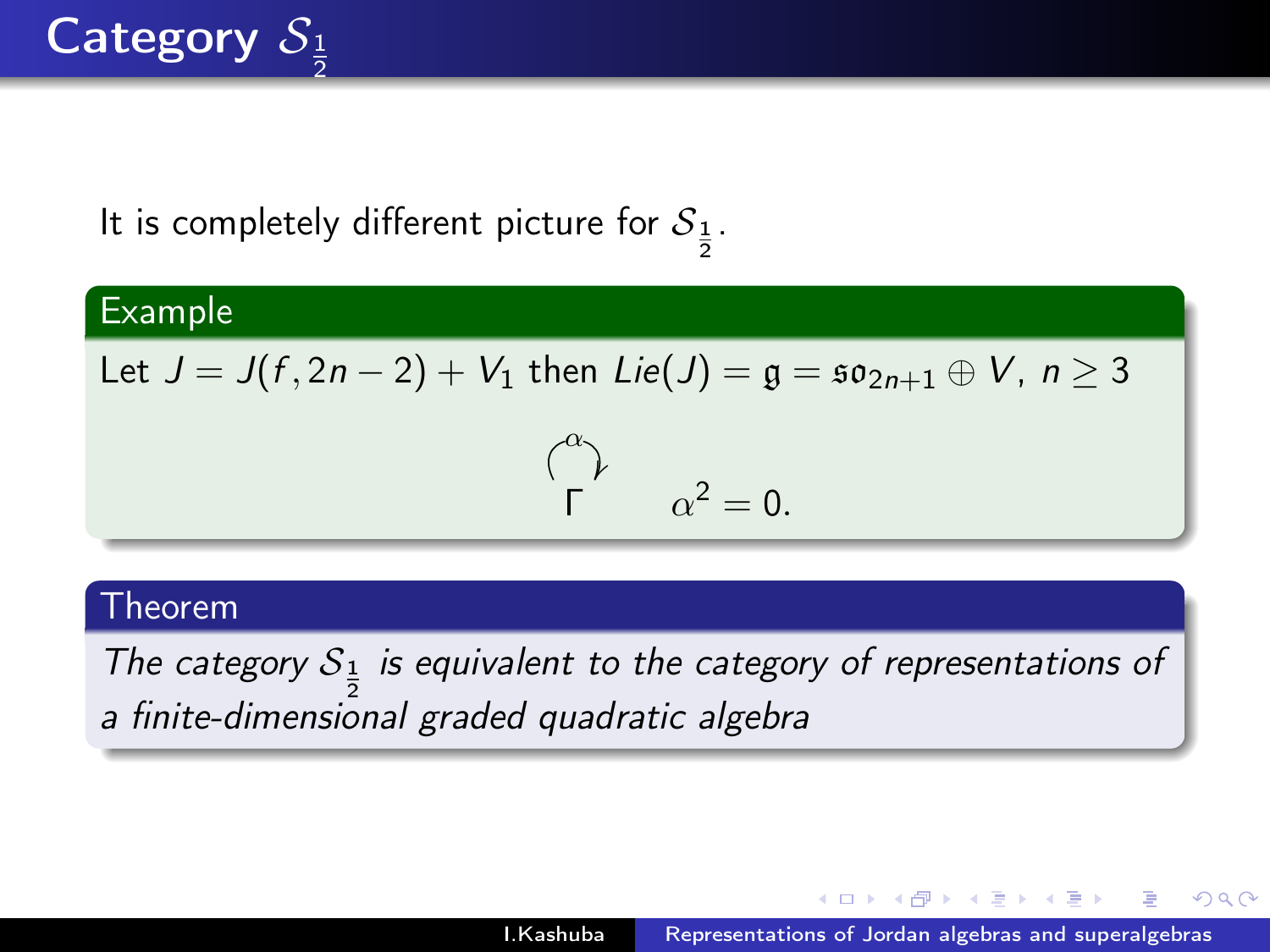# Category $\mathcal{S}_{\frac{1}{2}}$

It is completely different picture for $\mathcal{S}_{\frac{1}{2}}$.

**Example**

Let $J = J(f, 2n-2) + V_1$ then $Lie(J) = \mathfrak{g} = \mathfrak{so}_{2n+1} \oplus V$, $n \geq 3$

$$\Gamma \circlearrowright \alpha \qquad \alpha^2 = 0.$$

**Theorem**

*The category $\mathcal{S}_{\frac{1}{2}}$ is equivalent to the category of representations of a finite-dimensional graded quadratic algebra*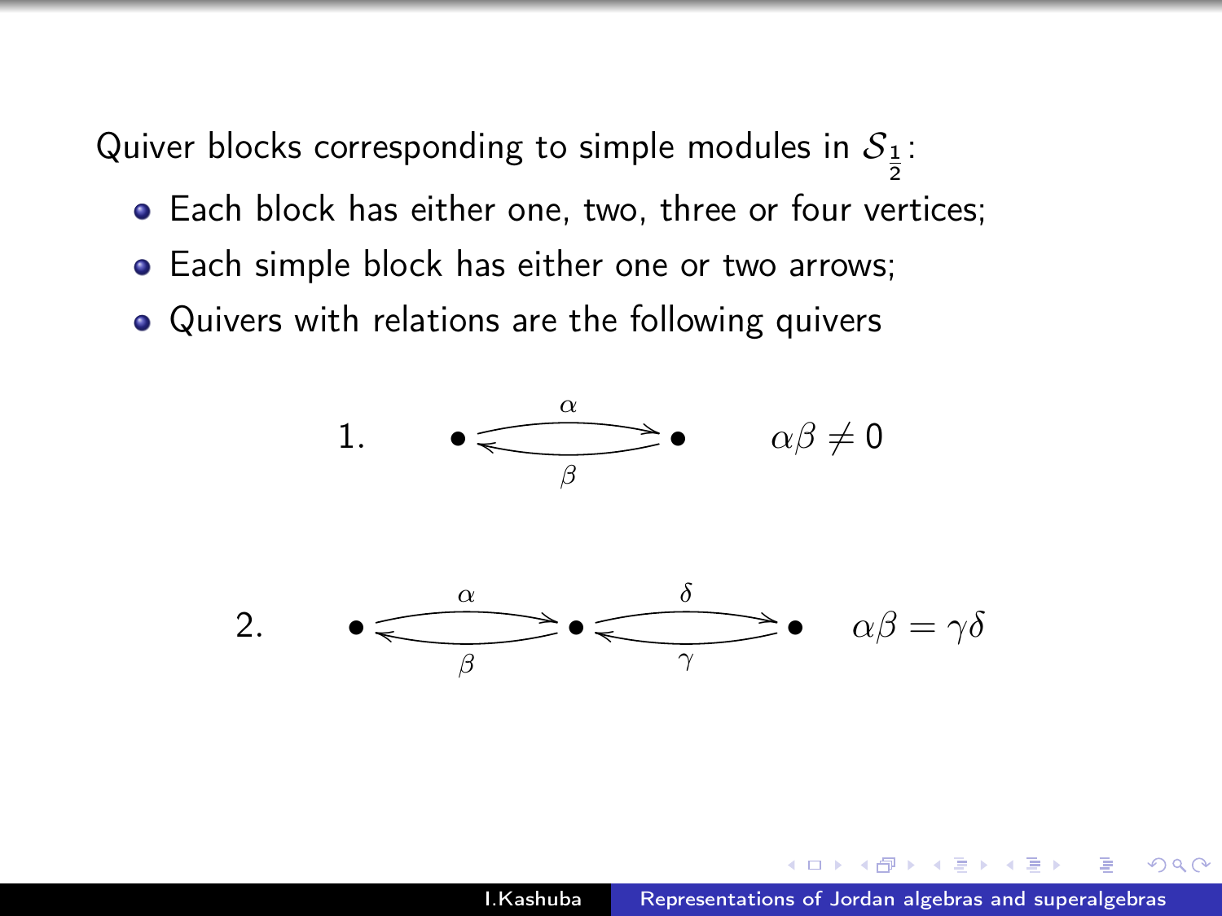Quiver blocks corresponding to simple modules in $\mathcal{S}_{\frac{1}{2}}$:

- Each block has either one, two, three or four vertices;
- Each simple block has either one or two arrows;
- Quivers with relations are the following quivers

$$1. \qquad \bullet \underset{\beta}{\overset{\alpha}{\rightleftarrows}} \bullet \qquad \alpha\beta \neq 0$$

$$2. \qquad \bullet \underset{\beta}{\overset{\alpha}{\rightleftarrows}} \bullet \underset{\gamma}{\overset{\delta}{\rightleftarrows}} \bullet \qquad \alpha\beta = \gamma\delta$$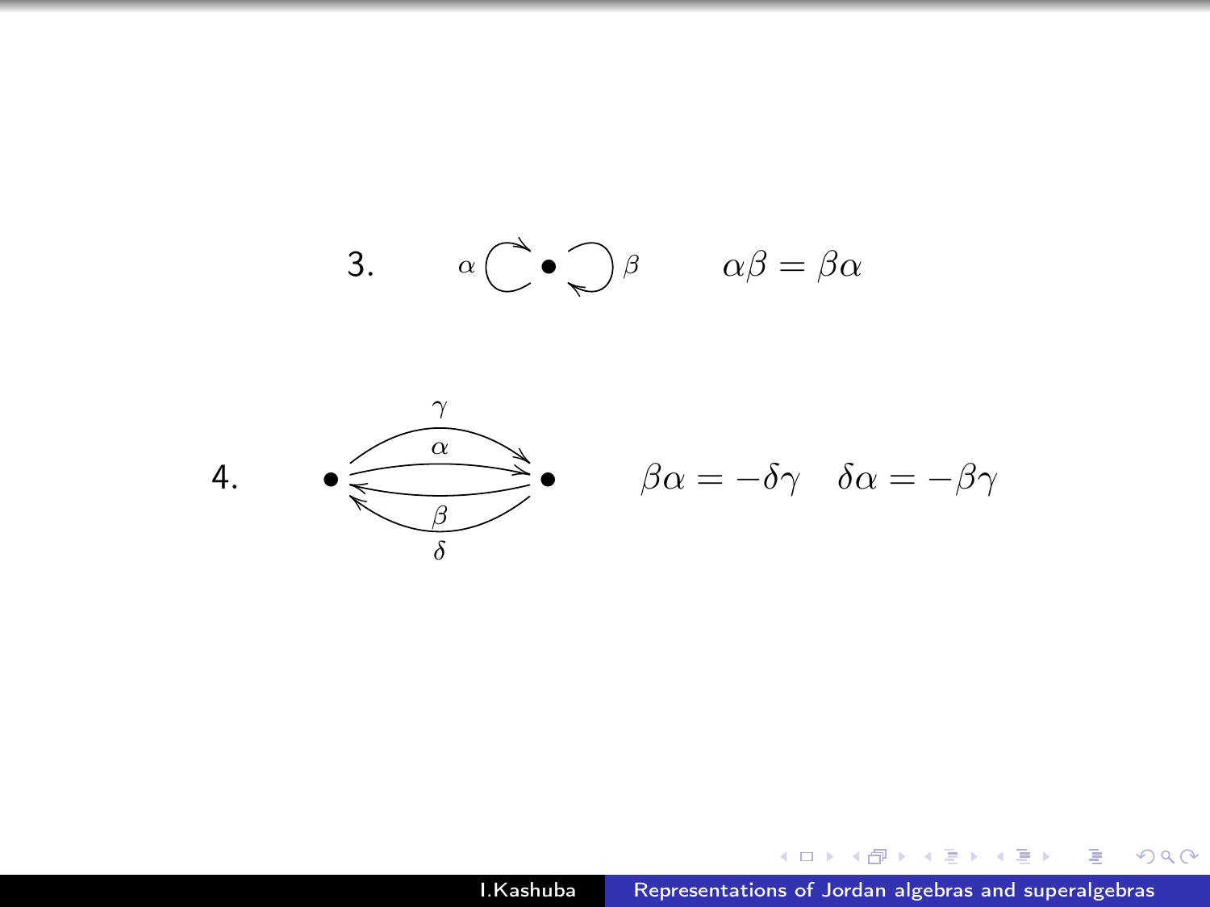3. $\alpha \circlearrowleft \bullet \circlearrowright \beta$ $\quad\quad \alpha\beta = \beta\alpha$

4. $\bullet \rightrightarrows \bullet$ (arrows $\gamma, \alpha$ from left to right; arrows $\beta, \delta$ from right to left) $\quad\quad \beta\alpha = -\delta\gamma \quad \delta\alpha = -\beta\gamma$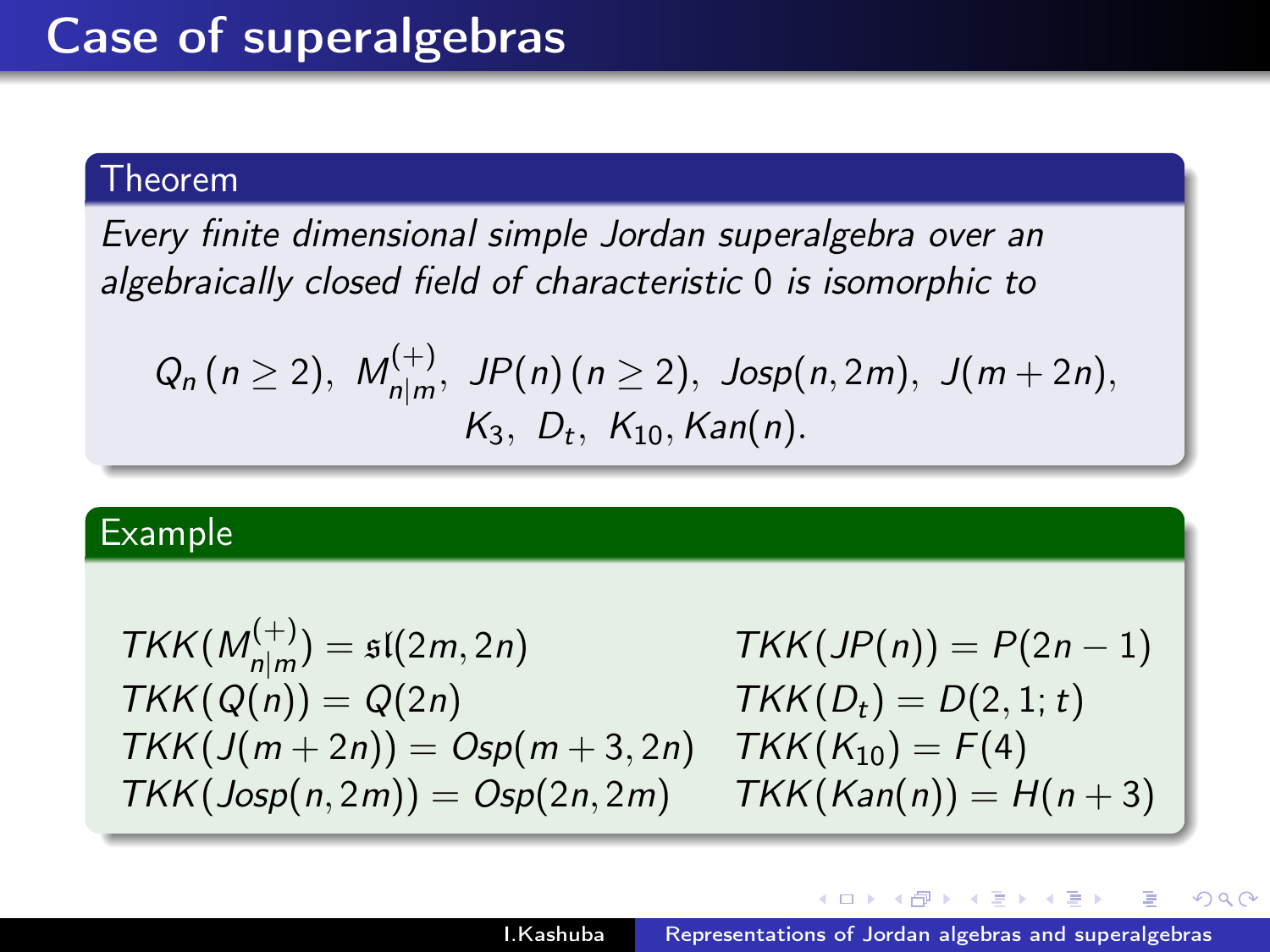# Case of superalgebras

**Theorem**

*Every finite dimensional simple Jordan superalgebra over an algebraically closed field of characteristic 0 is isomorphic to*

$$Q_n\,(n \geq 2),\; M^{(+)}_{n|m},\; JP(n)\,(n \geq 2),\; Josp(n, 2m),\; J(m + 2n),$$
$$K_3,\; D_t,\; K_{10}, Kan(n).$$

**Example**

$$TKK(M^{(+)}_{n|m}) = \mathfrak{sl}(2m, 2n) \qquad TKK(JP(n)) = P(2n - 1)$$
$$TKK(Q(n)) = Q(2n) \qquad TKK(D_t) = D(2, 1; t)$$
$$TKK(J(m + 2n)) = Osp(m + 3, 2n) \qquad TKK(K_{10}) = F(4)$$
$$TKK(Josp(n, 2m)) = Osp(2n, 2m) \qquad TKK(Kan(n)) = H(n + 3)$$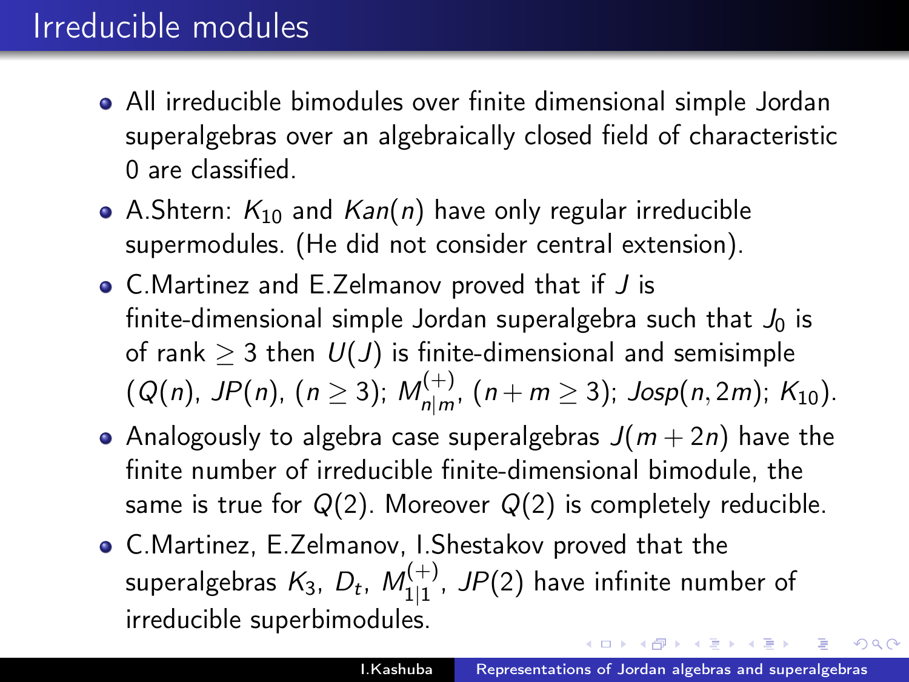# Irreducible modules

- All irreducible bimodules over finite dimensional simple Jordan superalgebras over an algebraically closed field of characteristic 0 are classified.
- A.Shtern: $K_{10}$ and $Kan(n)$ have only regular irreducible supermodules. (He did not consider central extension).
- C.Martinez and E.Zelmanov proved that if $J$ is finite-dimensional simple Jordan superalgebra such that $J_0$ is of rank $\geq 3$ then $U(J)$ is finite-dimensional and semisimple ($Q(n)$, $JP(n)$, $(n \geq 3)$; $M_{n|m}^{(+)}$, $(n+m \geq 3)$; $Josp(n, 2m)$; $K_{10}$).
- Analogously to algebra case superalgebras $J(m+2n)$ have the finite number of irreducible finite-dimensional bimodule, the same is true for $Q(2)$. Moreover $Q(2)$ is completely reducible.
- C.Martinez, E.Zelmanov, I.Shestakov proved that the superalgebras $K_3$, $D_t$, $M_{1|1}^{(+)}$, $JP(2)$ have infinite number of irreducible superbimodules.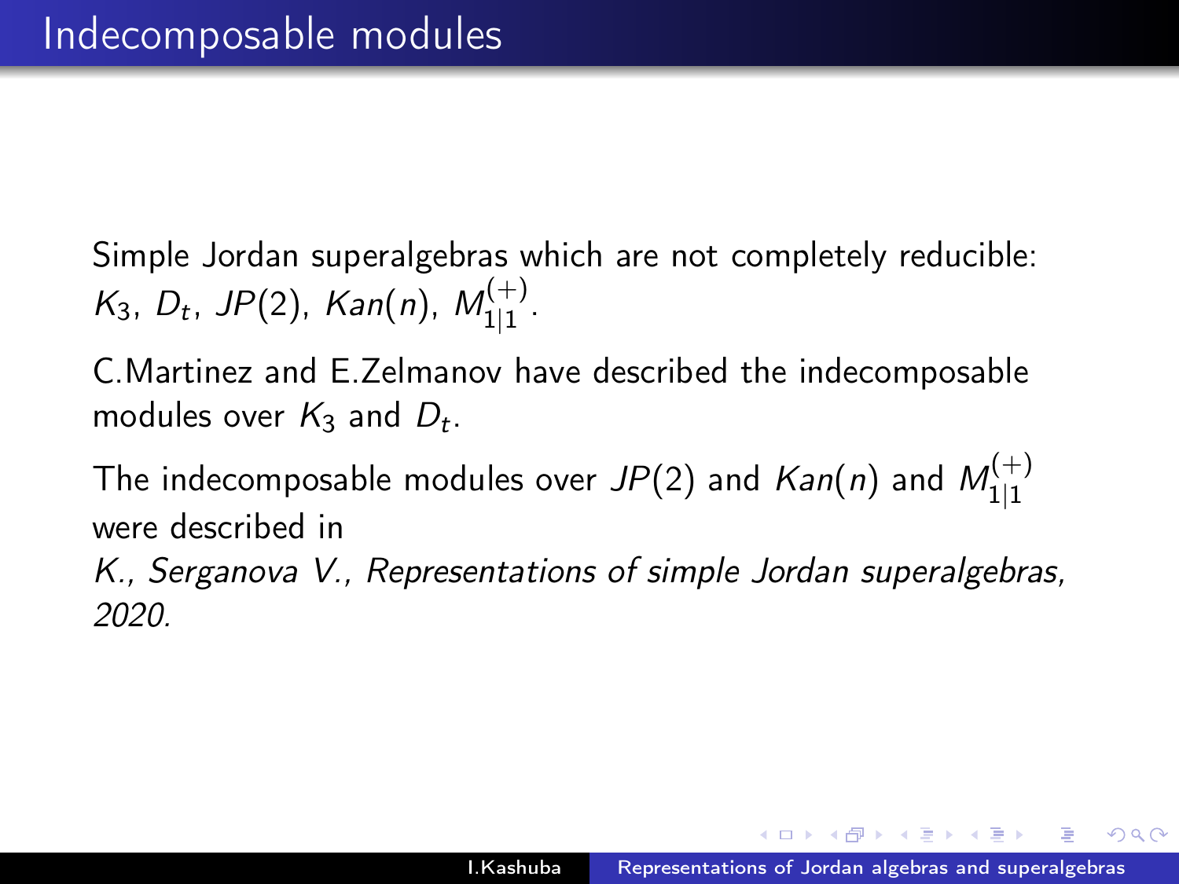# Indecomposable modules

Simple Jordan superalgebras which are not completely reducible: $K_3$, $D_t$, $JP(2)$, $Kan(n)$, $M_{1|1}^{(+)}$.

C.Martinez and E.Zelmanov have described the indecomposable modules over $K_3$ and $D_t$.

The indecomposable modules over $JP(2)$ and $Kan(n)$ and $M_{1|1}^{(+)}$ were described in

*K., Serganova V., Representations of simple Jordan superalgebras, 2020.*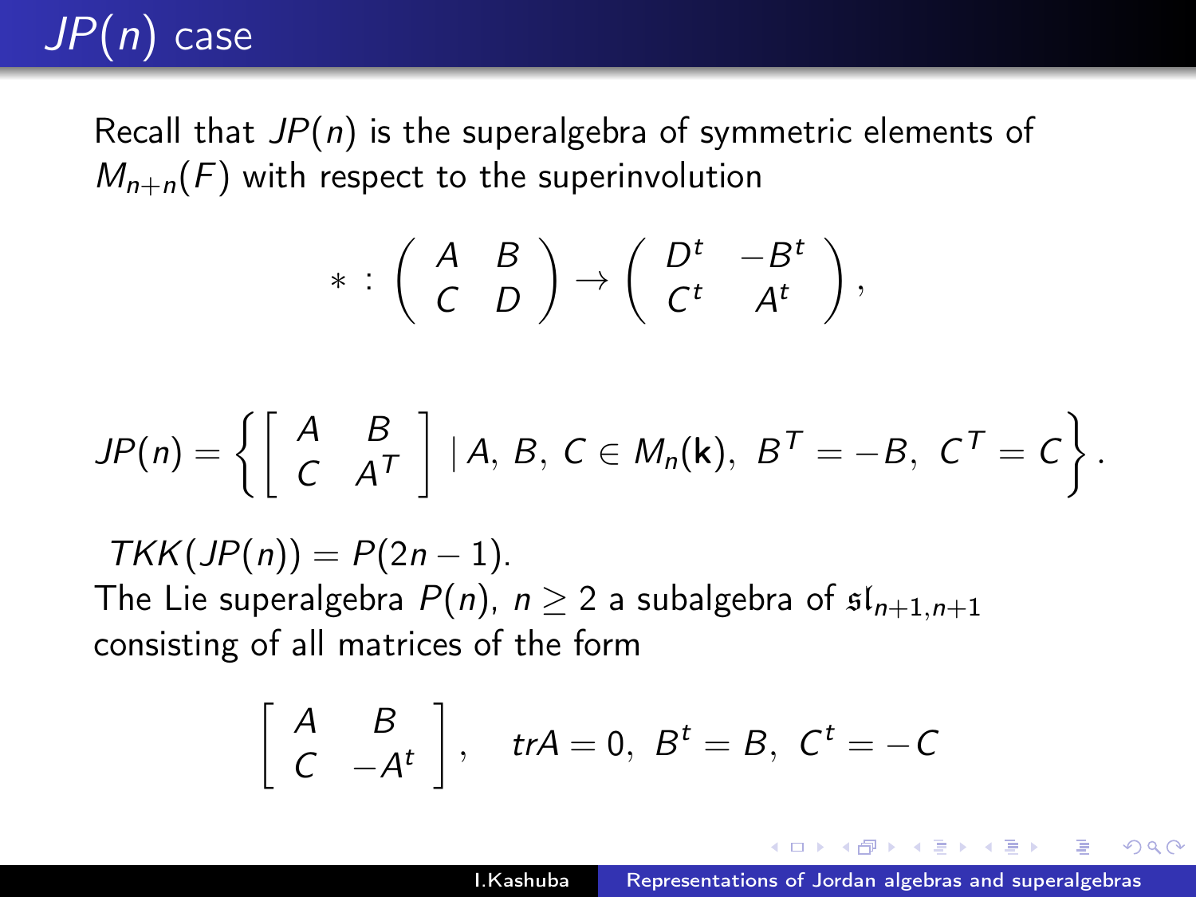# $JP(n)$ case

Recall that $JP(n)$ is the superalgebra of symmetric elements of $M_{n+n}(F)$ with respect to the superinvolution

$$* : \begin{pmatrix} A & B \\ C & D \end{pmatrix} \to \begin{pmatrix} D^t & -B^t \\ C^t & A^t \end{pmatrix},$$

$$JP(n) = \left\{ \begin{bmatrix} A & B \\ C & A^T \end{bmatrix} \mid A,\, B,\, C \in M_n(\mathbf{k}),\ B^T = -B,\ C^T = C \right\}.$$

$TKK(JP(n)) = P(2n-1)$.
The Lie superalgebra $P(n)$, $n \geq 2$ a subalgebra of $\mathfrak{sl}_{n+1,n+1}$ consisting of all matrices of the form

$$\begin{bmatrix} A & B \\ C & -A^t \end{bmatrix}, \quad trA = 0,\ B^t = B,\ C^t = -C$$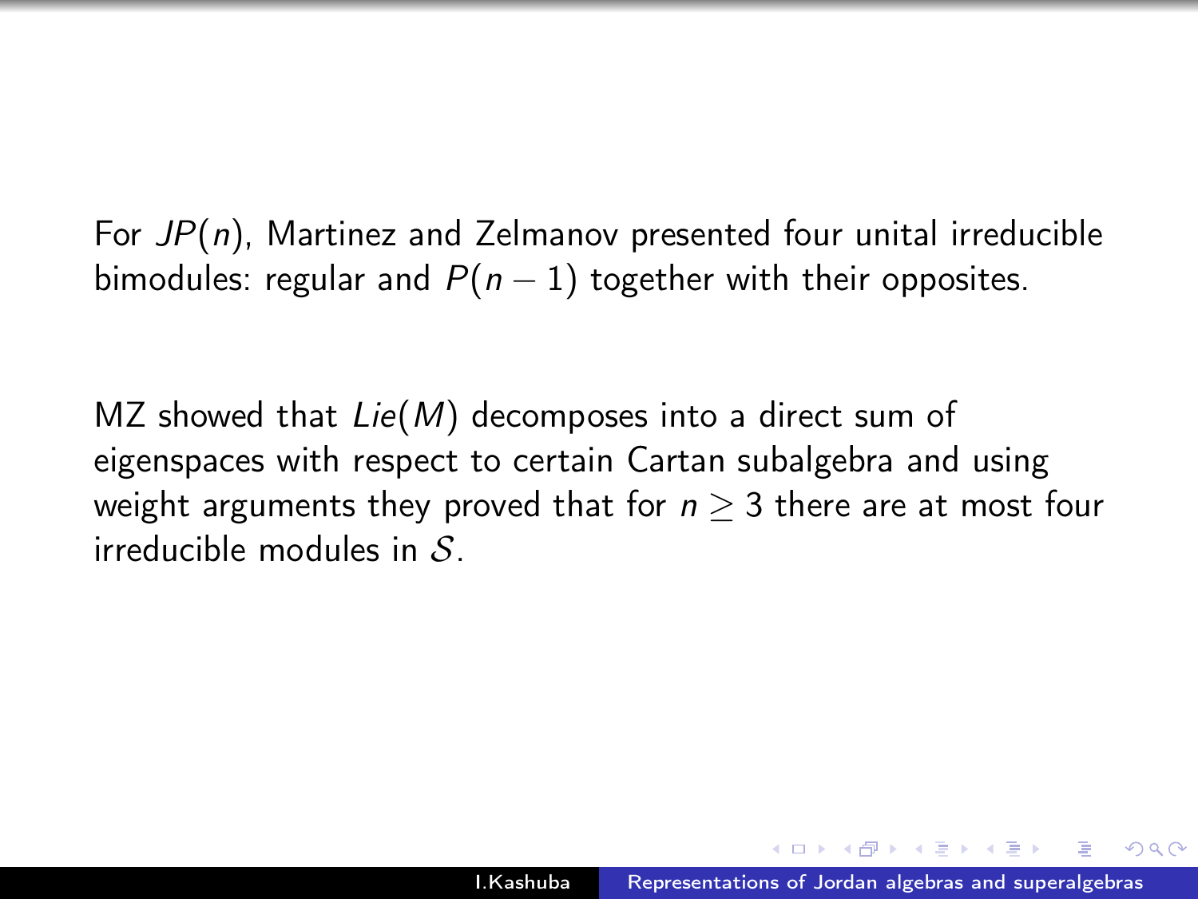For $JP(n)$, Martinez and Zelmanov presented four unital irreducible bimodules: regular and $P(n-1)$ together with their opposites.

MZ showed that $Lie(M)$ decomposes into a direct sum of eigenspaces with respect to certain Cartan subalgebra and using weight arguments they proved that for $n \geq 3$ there are at most four irreducible modules in $\mathcal{S}$.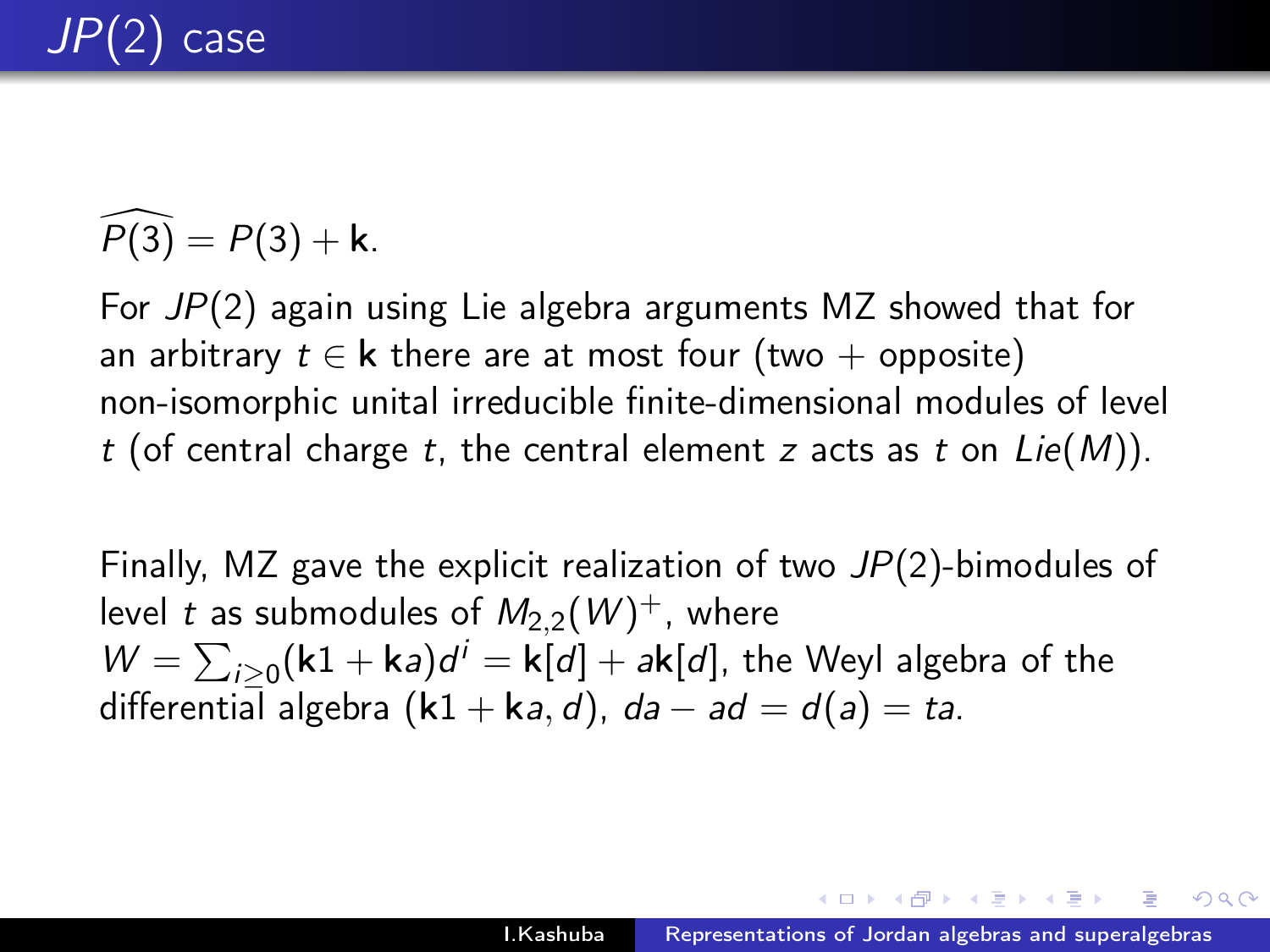# $JP(2)$ case

$\widehat{P(3)} = P(3) + \mathbf{k}$.

For $JP(2)$ again using Lie algebra arguments MZ showed that for an arbitrary $t \in \mathbf{k}$ there are at most four (two + opposite) non-isomorphic unital irreducible finite-dimensional modules of level $t$ (of central charge $t$, the central element $z$ acts as $t$ on $Lie(M)$).

Finally, MZ gave the explicit realization of two $JP(2)$-bimodules of level $t$ as submodules of $M_{2,2}(W)^+$, where $W = \sum_{i \geq 0}(\mathbf{k}1 + \mathbf{k}a)d^i = \mathbf{k}[d] + a\mathbf{k}[d]$, the Weyl algebra of the differential algebra $(\mathbf{k}1 + \mathbf{k}a, d)$, $da - ad = d(a) = ta$.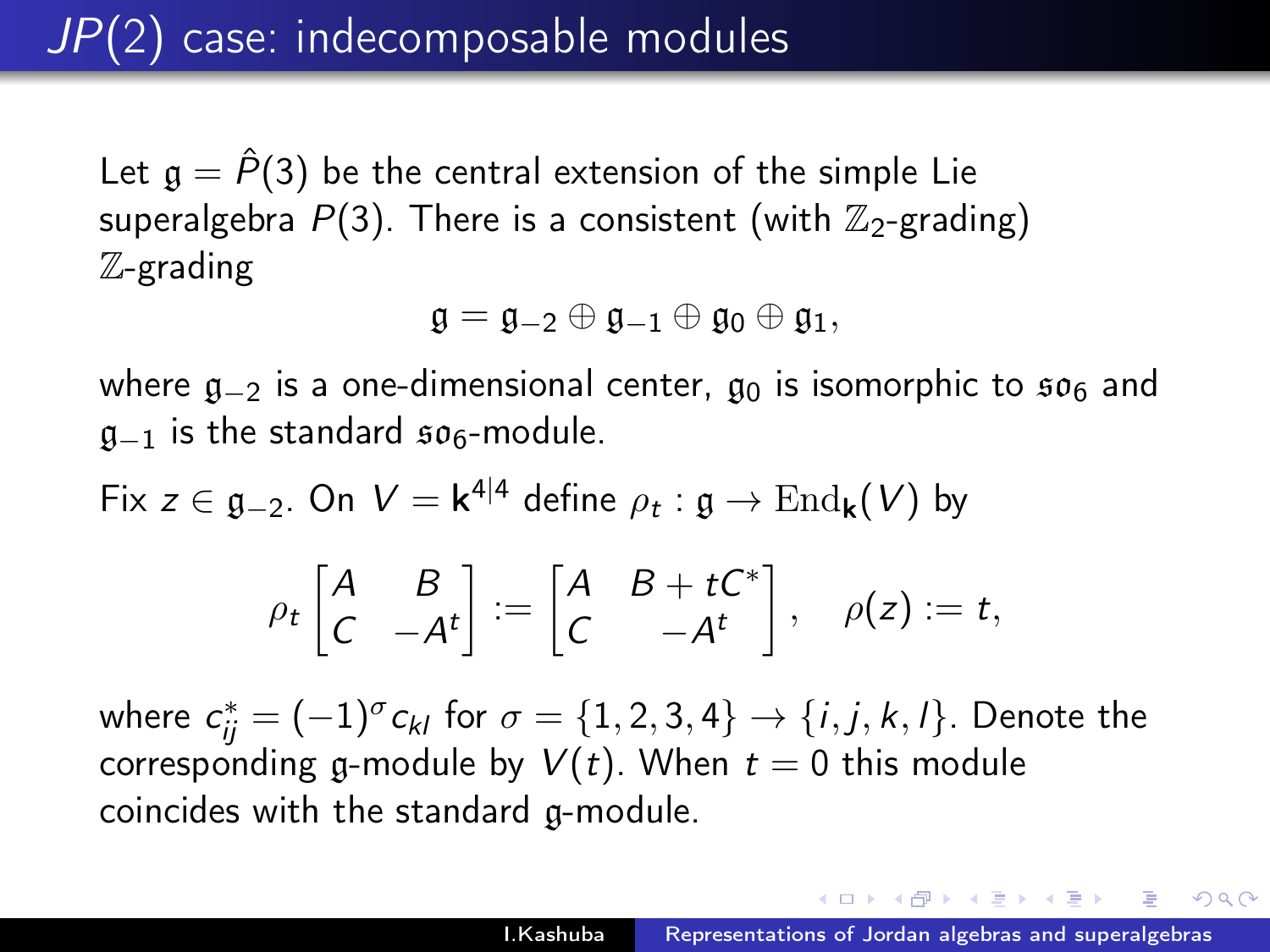# $JP(2)$ case: indecomposable modules

Let $\mathfrak{g} = \hat{P}(3)$ be the central extension of the simple Lie superalgebra $P(3)$. There is a consistent (with $\mathbb{Z}_2$-grading) $\mathbb{Z}$-grading

$$\mathfrak{g} = \mathfrak{g}_{-2} \oplus \mathfrak{g}_{-1} \oplus \mathfrak{g}_0 \oplus \mathfrak{g}_1,$$

where $\mathfrak{g}_{-2}$ is a one-dimensional center, $\mathfrak{g}_0$ is isomorphic to $\mathfrak{so}_6$ and $\mathfrak{g}_{-1}$ is the standard $\mathfrak{so}_6$-module.

Fix $z \in \mathfrak{g}_{-2}$. On $V = \mathbf{k}^{4|4}$ define $\rho_t : \mathfrak{g} \to \mathrm{End}_{\mathbf{k}}(V)$ by

$$\rho_t \begin{bmatrix} A & B \\ C & -A^t \end{bmatrix} := \begin{bmatrix} A & B + tC^* \\ C & -A^t \end{bmatrix}, \quad \rho(z) := t,$$

where $c^*_{ij} = (-1)^\sigma c_{kl}$ for $\sigma = \{1,2,3,4\} \to \{i,j,k,l\}$. Denote the corresponding $\mathfrak{g}$-module by $V(t)$. When $t = 0$ this module coincides with the standard $\mathfrak{g}$-module.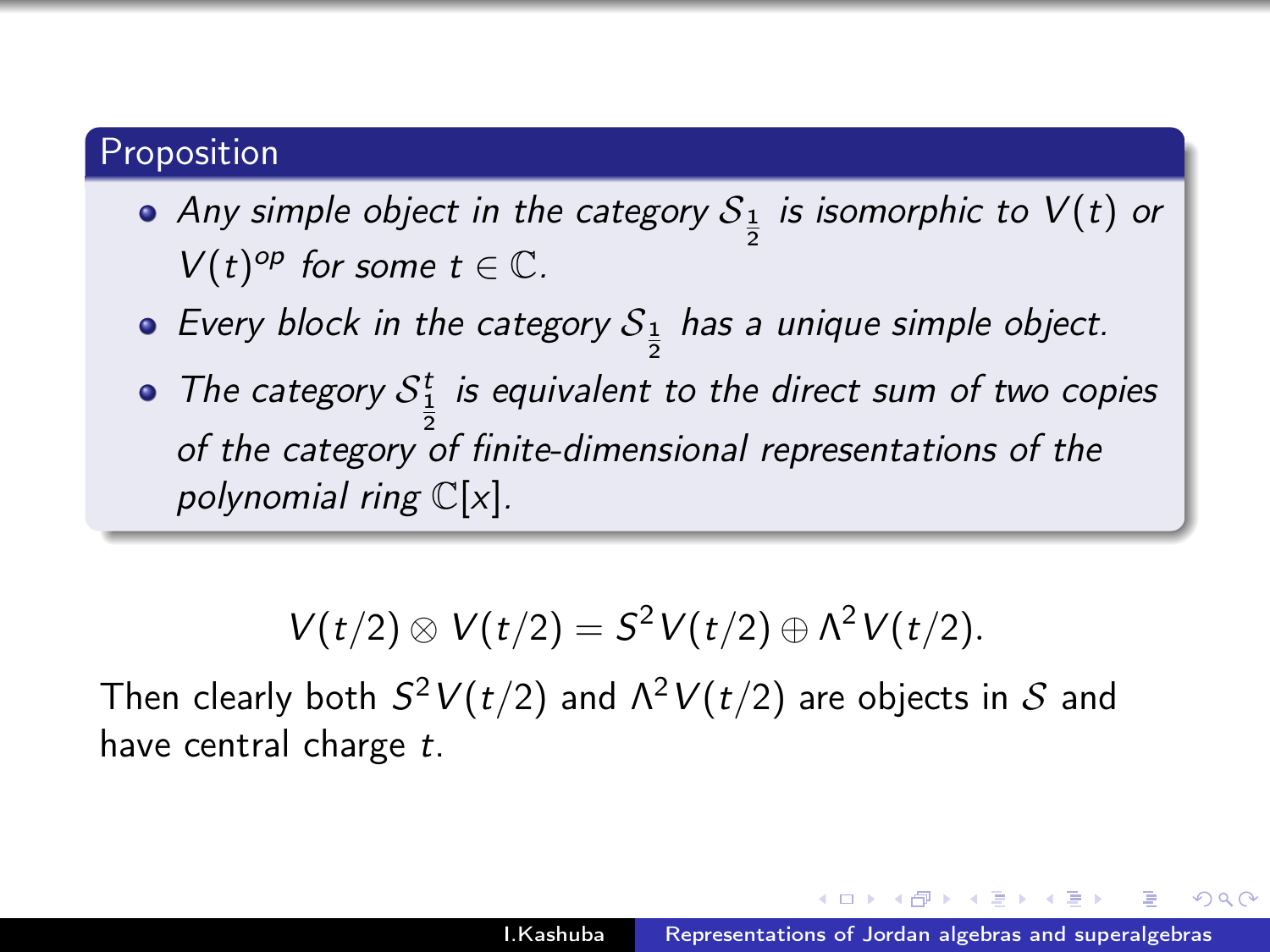**Proposition**

- *Any simple object in the category $\mathcal{S}_{\frac{1}{2}}$ is isomorphic to $V(t)$ or $V(t)^{op}$ for some $t \in \mathbb{C}$.*
- *Every block in the category $\mathcal{S}_{\frac{1}{2}}$ has a unique simple object.*
- *The category $\mathcal{S}_{\frac{1}{2}}^{t}$ is equivalent to the direct sum of two copies of the category of finite-dimensional representations of the polynomial ring $\mathbb{C}[x]$.*

$$V(t/2) \otimes V(t/2) = S^2 V(t/2) \oplus \Lambda^2 V(t/2).$$

Then clearly both $S^2 V(t/2)$ and $\Lambda^2 V(t/2)$ are objects in $\mathcal{S}$ and have central charge $t$.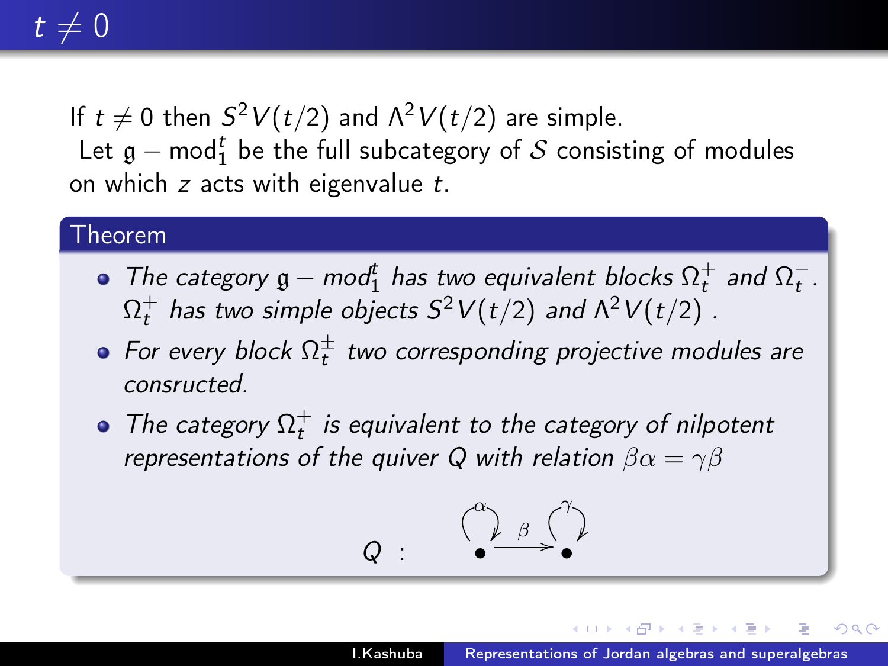# $t \neq 0$

If $t \neq 0$ then $S^2V(t/2)$ and $\Lambda^2 V(t/2)$ are simple.
Let $\mathfrak{g} - \text{mod}_1^t$ be the full subcategory of $\mathcal{S}$ consisting of modules on which $z$ acts with eigenvalue $t$.

**Theorem**

- *The category $\mathfrak{g} - mod_1^t$ has two equivalent blocks $\Omega_t^+$ and $\Omega_t^-$. $\Omega_t^+$ has two simple objects $S^2V(t/2)$ and $\Lambda^2 V(t/2)$ .*
- *For every block $\Omega_t^{\pm}$ two corresponding projective modules are consructed.*
- *The category $\Omega_t^+$ is equivalent to the category of nilpotent representations of the quiver $Q$ with relation $\beta\alpha = \gamma\beta$*

$$Q : \quad \overset{\alpha}{\circlearrowright}\bullet \xrightarrow{\ \beta\ } \bullet\overset{\gamma}{\circlearrowright}$$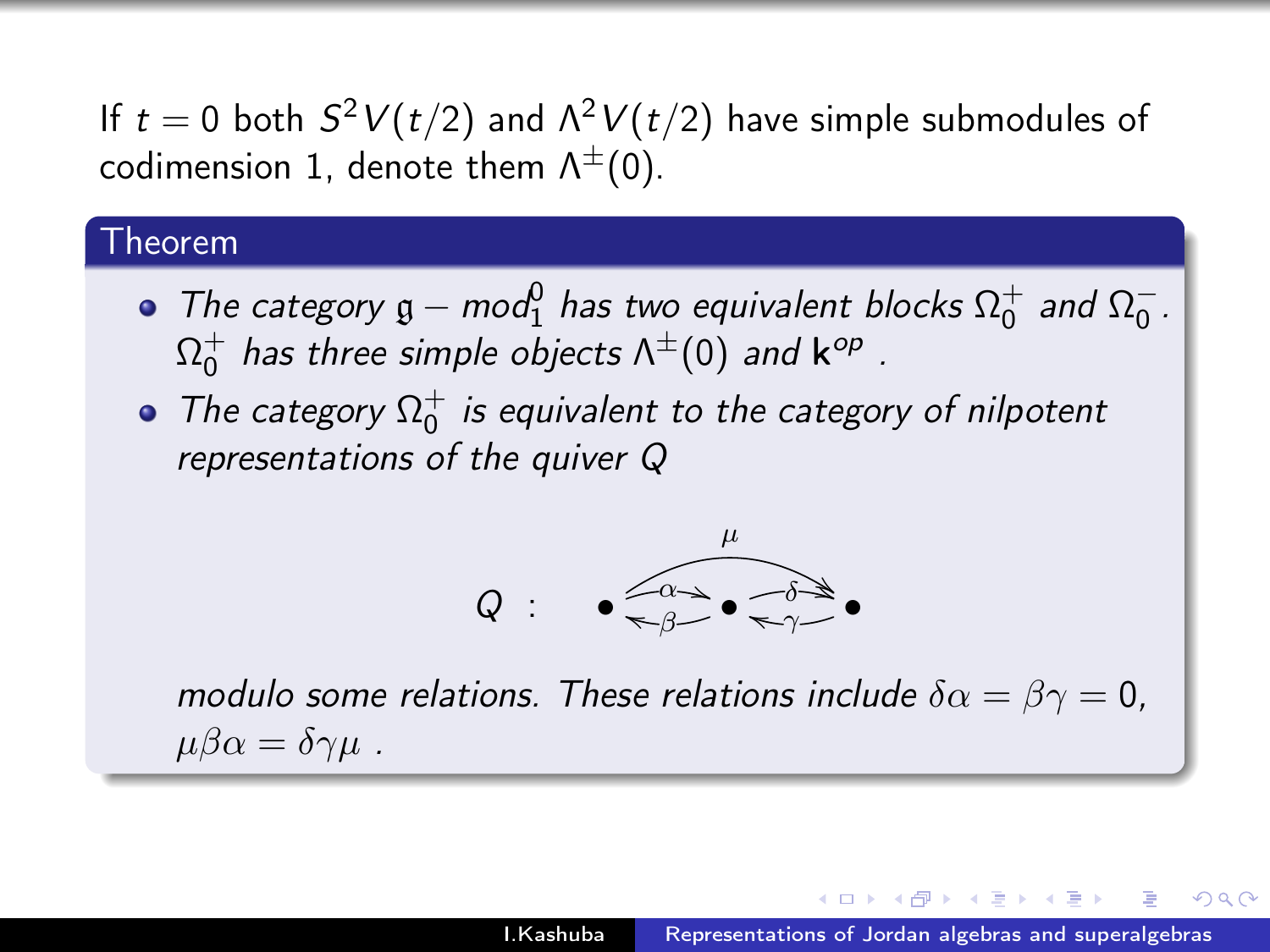If $t = 0$ both $S^2V(t/2)$ and $\Lambda^2V(t/2)$ have simple submodules of codimension 1, denote them $\Lambda^{\pm}(0)$.

**Theorem**

- *The category* $\mathfrak{g} - mod_1^0$ *has two equivalent blocks* $\Omega_0^+$ *and* $\Omega_0^-$. $\Omega_0^+$ *has three simple objects* $\Lambda^{\pm}(0)$ *and* $\mathbf{k}^{op}$ .
- *The category* $\Omega_0^+$ *is equivalent to the category of nilpotent representations of the quiver* $Q$

$$Q \; : \quad \bullet \underset{\beta}{\overset{\alpha}{\rightleftarrows}} \bullet \underset{\gamma}{\overset{\delta}{\rightleftarrows}} \bullet \qquad (\mu : \text{first} \bullet \to \text{third} \bullet)$$

*modulo some relations. These relations include* $\delta\alpha = \beta\gamma = 0$, $\mu\beta\alpha = \delta\gamma\mu$ .